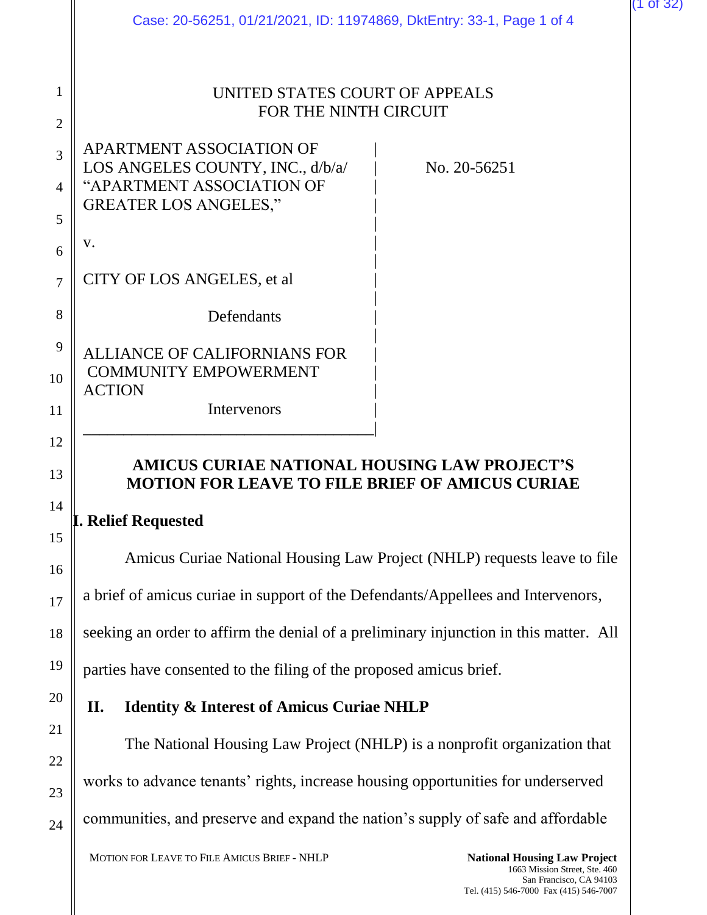UNITED STATES COURT OF APPEALS
FOR THE NINTH CIRCUIT

APARTMENT ASSOCIATION OF LOS ANGELES COUNTY, INC., d/b/a/ "APARTMENT ASSOCIATION OF GREATER LOS ANGELES,"

v.

CITY OF LOS ANGELES, et al

Defendants

ALLIANCE OF CALIFORNIANS FOR COMMUNITY EMPOWERMENT ACTION

Intervenors

No. 20-56251

**AMICUS CURIAE NATIONAL HOUSING LAW PROJECT'S MOTION FOR LEAVE TO FILE BRIEF OF AMICUS CURIAE**

## I. Relief Requested

Amicus Curiae National Housing Law Project (NHLP) requests leave to file a brief of amicus curiae in support of the Defendants/Appellees and Intervenors, seeking an order to affirm the denial of a preliminary injunction in this matter. All parties have consented to the filing of the proposed amicus brief.

## II. Identity & Interest of Amicus Curiae NHLP

The National Housing Law Project (NHLP) is a nonprofit organization that works to advance tenants' rights, increase housing opportunities for underserved communities, and preserve and expand the nation's supply of safe and affordable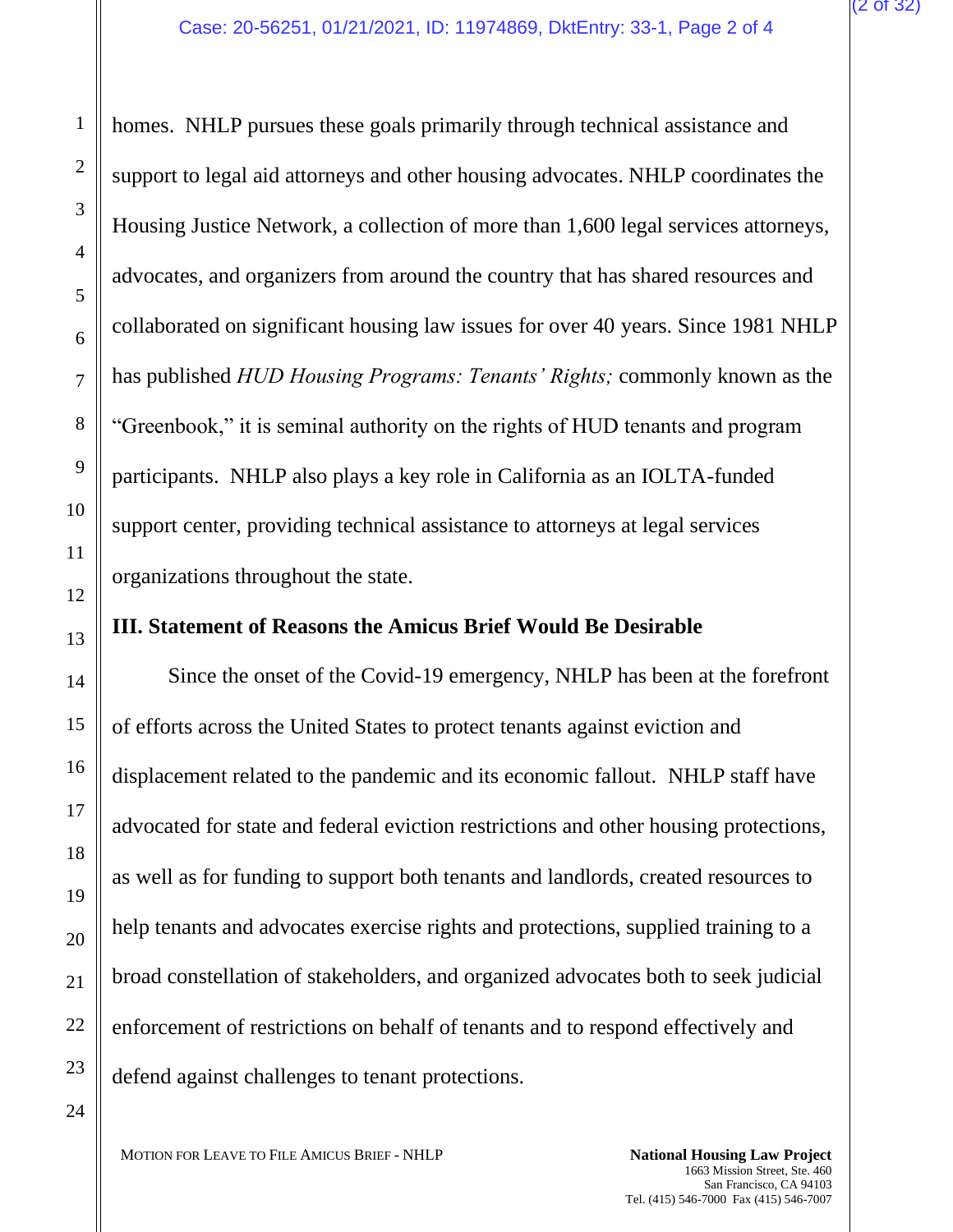homes. NHLP pursues these goals primarily through technical assistance and support to legal aid attorneys and other housing advocates. NHLP coordinates the Housing Justice Network, a collection of more than 1,600 legal services attorneys, advocates, and organizers from around the country that has shared resources and collaborated on significant housing law issues for over 40 years. Since 1981 NHLP has published *HUD Housing Programs: Tenants' Rights;* commonly known as the "Greenbook," it is seminal authority on the rights of HUD tenants and program participants. NHLP also plays a key role in California as an IOLTA-funded support center, providing technical assistance to attorneys at legal services organizations throughout the state.

### III. Statement of Reasons the Amicus Brief Would Be Desirable

Since the onset of the Covid-19 emergency, NHLP has been at the forefront of efforts across the United States to protect tenants against eviction and displacement related to the pandemic and its economic fallout. NHLP staff have advocated for state and federal eviction restrictions and other housing protections, as well as for funding to support both tenants and landlords, created resources to help tenants and advocates exercise rights and protections, supplied training to a broad constellation of stakeholders, and organized advocates both to seek judicial enforcement of restrictions on behalf of tenants and to respond effectively and defend against challenges to tenant protections.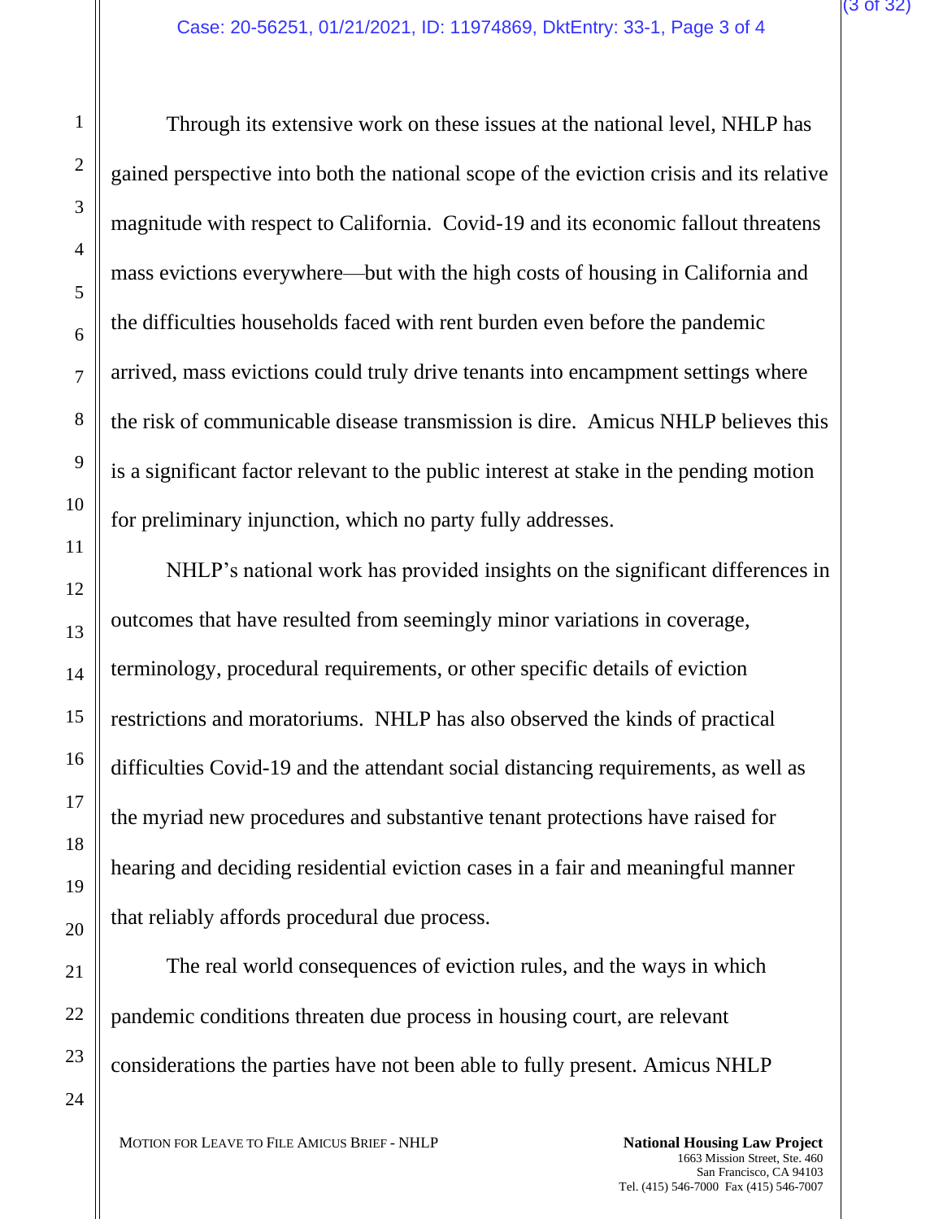Through its extensive work on these issues at the national level, NHLP has gained perspective into both the national scope of the eviction crisis and its relative magnitude with respect to California. Covid-19 and its economic fallout threatens mass evictions everywhere—but with the high costs of housing in California and the difficulties households faced with rent burden even before the pandemic arrived, mass evictions could truly drive tenants into encampment settings where the risk of communicable disease transmission is dire. Amicus NHLP believes this is a significant factor relevant to the public interest at stake in the pending motion for preliminary injunction, which no party fully addresses.

NHLP's national work has provided insights on the significant differences in outcomes that have resulted from seemingly minor variations in coverage, terminology, procedural requirements, or other specific details of eviction restrictions and moratoriums. NHLP has also observed the kinds of practical difficulties Covid-19 and the attendant social distancing requirements, as well as the myriad new procedures and substantive tenant protections have raised for hearing and deciding residential eviction cases in a fair and meaningful manner that reliably affords procedural due process.

The real world consequences of eviction rules, and the ways in which pandemic conditions threaten due process in housing court, are relevant considerations the parties have not been able to fully present. Amicus NHLP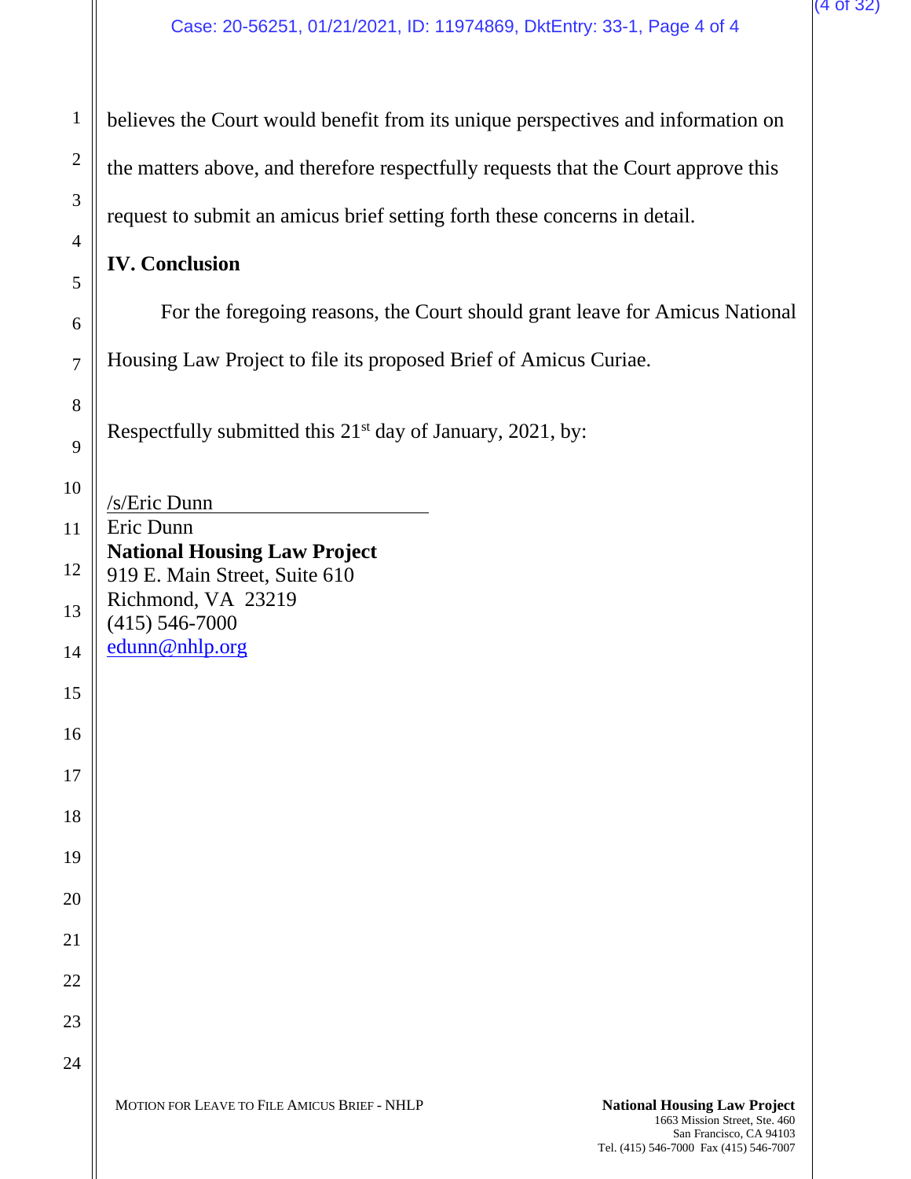believes the Court would benefit from its unique perspectives and information on the matters above, and therefore respectfully requests that the Court approve this request to submit an amicus brief setting forth these concerns in detail.

## IV. Conclusion

For the foregoing reasons, the Court should grant leave for Amicus National Housing Law Project to file its proposed Brief of Amicus Curiae.

Respectfully submitted this 21st day of January, 2021, by:

/s/Eric Dunn
Eric Dunn
**National Housing Law Project**
919 E. Main Street, Suite 610
Richmond, VA 23219
(415) 546-7000
edunn@nhlp.org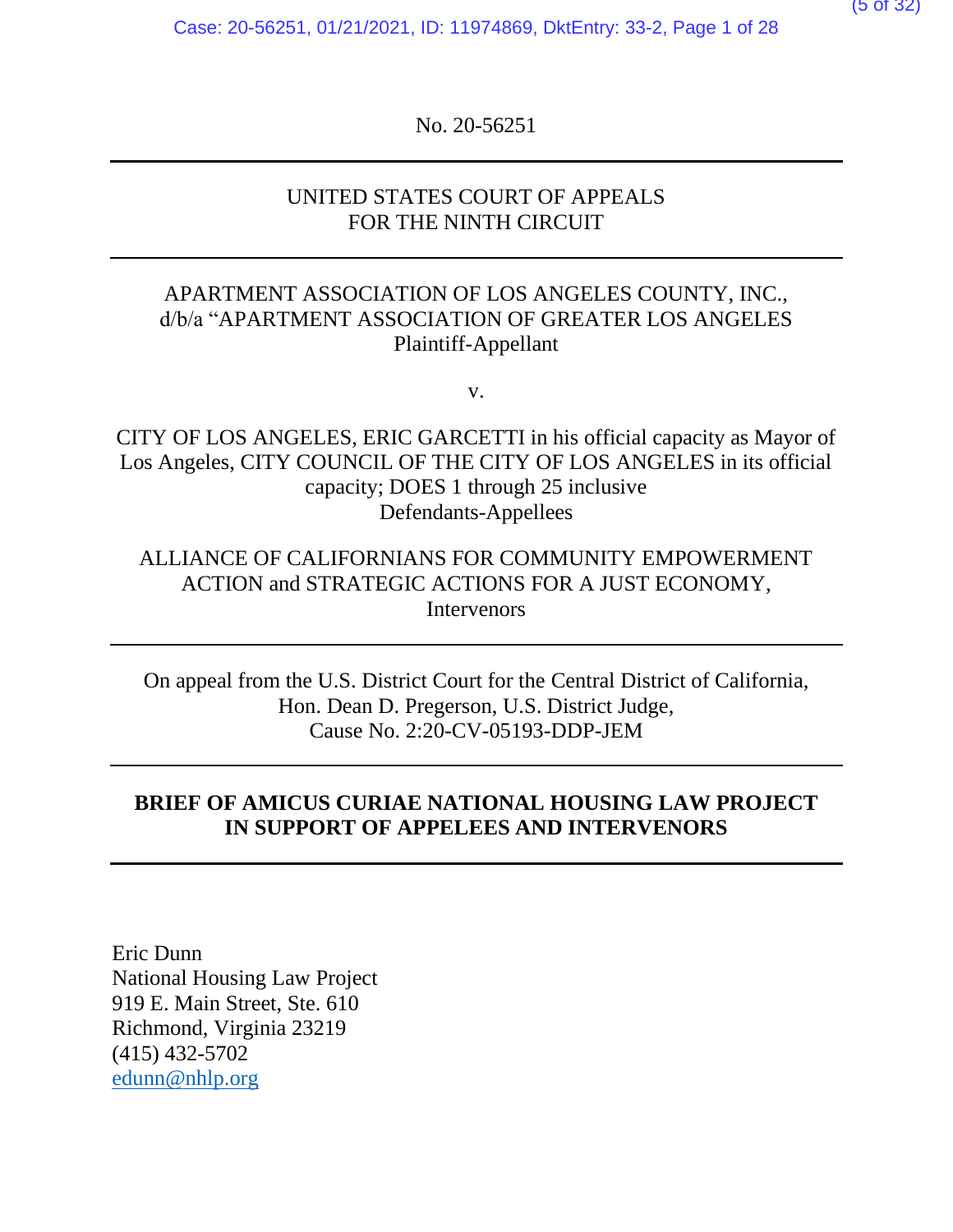No. 20-56251

---

UNITED STATES COURT OF APPEALS
FOR THE NINTH CIRCUIT

---

APARTMENT ASSOCIATION OF LOS ANGELES COUNTY, INC., d/b/a "APARTMENT ASSOCIATION OF GREATER LOS ANGELES
Plaintiff-Appellant

v.

CITY OF LOS ANGELES, ERIC GARCETTI in his official capacity as Mayor of Los Angeles, CITY COUNCIL OF THE CITY OF LOS ANGELES in its official capacity; DOES 1 through 25 inclusive
Defendants-Appellees

ALLIANCE OF CALIFORNIANS FOR COMMUNITY EMPOWERMENT ACTION and STRATEGIC ACTIONS FOR A JUST ECONOMY,
Intervenors

---

On appeal from the U.S. District Court for the Central District of California,
Hon. Dean D. Pregerson, U.S. District Judge,
Cause No. 2:20-CV-05193-DDP-JEM

---

**BRIEF OF AMICUS CURIAE NATIONAL HOUSING LAW PROJECT IN SUPPORT OF APPELEES AND INTERVENORS**

---

Eric Dunn
National Housing Law Project
919 E. Main Street, Ste. 610
Richmond, Virginia 23219
(415) 432-5702
edunn@nhlp.org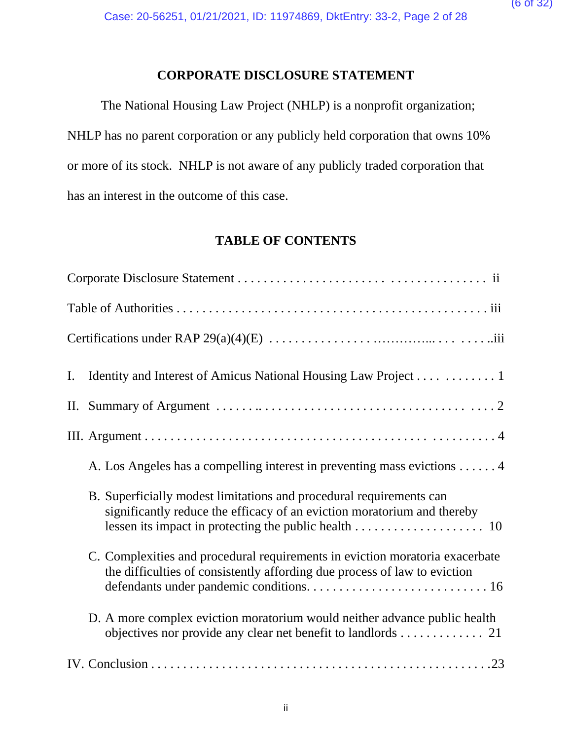## CORPORATE DISCLOSURE STATEMENT

The National Housing Law Project (NHLP) is a nonprofit organization; NHLP has no parent corporation or any publicly held corporation that owns 10% or more of its stock. NHLP is not aware of any publicly traded corporation that has an interest in the outcome of this case.

## TABLE OF CONTENTS

Corporate Disclosure Statement . . . . . . . . . . . . . . . . . . . . . . . . . . . . . . . . . . . . . ii

Table of Authorities . . . . . . . . . . . . . . . . . . . . . . . . . . . . . . . . . . . . . . . . . . . . . . iii

Certifications under RAP 29(a)(4)(E) . . . . . . . . . . . . . . . . . . . . . . . . . . . . . . . . . . . iii

I. Identity and Interest of Amicus National Housing Law Project . . . . . . . . . . . . 1

II. Summary of Argument . . . . . . . . . . . . . . . . . . . . . . . . . . . . . . . . . . . . . . . . . . 2

III. Argument . . . . . . . . . . . . . . . . . . . . . . . . . . . . . . . . . . . . . . . . . . . . . . . . . . . 4

A. Los Angeles has a compelling interest in preventing mass evictions . . . . . . 4

B. Superficially modest limitations and procedural requirements can significantly reduce the efficacy of an eviction moratorium and thereby lessen its impact in protecting the public health . . . . . . . . . . . . . . . . . . . . 10

C. Complexities and procedural requirements in eviction moratoria exacerbate the difficulties of consistently affording due process of law to eviction defendants under pandemic conditions. . . . . . . . . . . . . . . . . . . . . . . . . . . . 16

D. A more complex eviction moratorium would neither advance public health objectives nor provide any clear net benefit to landlords . . . . . . . . . . . . . 21

IV. Conclusion . . . . . . . . . . . . . . . . . . . . . . . . . . . . . . . . . . . . . . . . . . . . . . . . . . . 23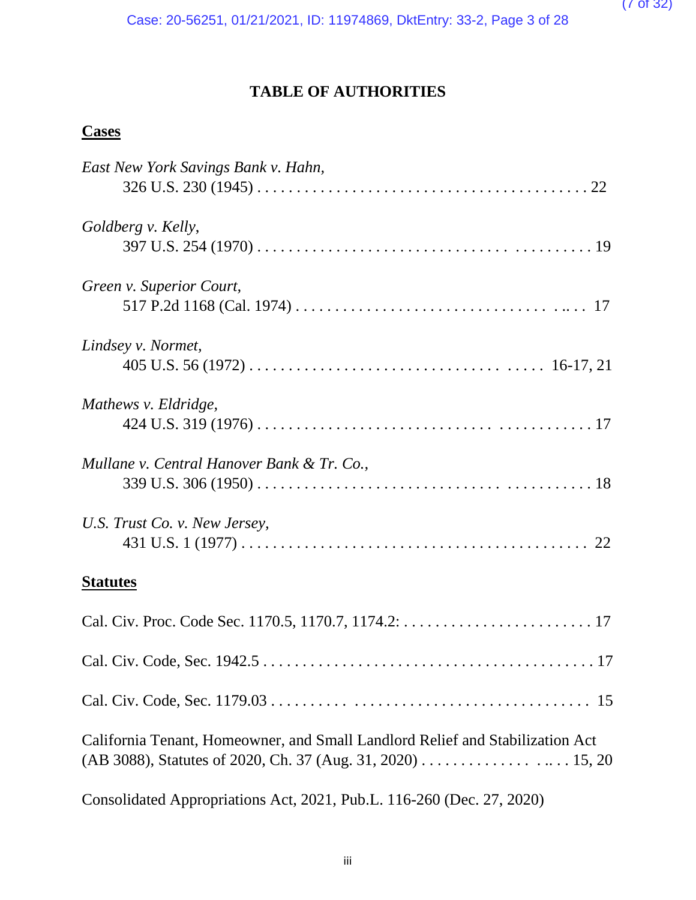# TABLE OF AUTHORITIES

## Cases

*East New York Savings Bank v. Hahn,*
326 U.S. 230 (1945) . . . . . . . . . . . . . . . . . . . . . . . . . . . . . . . . . . . . . . . . 22

*Goldberg v. Kelly,*
397 U.S. 254 (1970) . . . . . . . . . . . . . . . . . . . . . . . . . . . . . . . . . . . . . . . . 19

*Green v. Superior Court,*
517 P.2d 1168 (Cal. 1974) . . . . . . . . . . . . . . . . . . . . . . . . . . . . . . . . . .. . . 17

*Lindsey v. Normet,*
405 U.S. 56 (1972) . . . . . . . . . . . . . . . . . . . . . . . . . . . . . . . . . . . . . 16-17, 21

*Mathews v. Eldridge,*
424 U.S. 319 (1976) . . . . . . . . . . . . . . . . . . . . . . . . . . . . . . . . . . . . . . . . 17

*Mullane v. Central Hanover Bank & Tr. Co.,*
339 U.S. 306 (1950) . . . . . . . . . . . . . . . . . . . . . . . . . . . . . . . . . . . . . . . . 18

*U.S. Trust Co. v. New Jersey,*
431 U.S. 1 (1977) . . . . . . . . . . . . . . . . . . . . . . . . . . . . . . . . . . . . . . . . . . 22

## Statutes

Cal. Civ. Proc. Code Sec. 1170.5, 1170.7, 1174.2: . . . . . . . . . . . . . . . . . . . . . . . . 17

Cal. Civ. Code, Sec. 1942.5 . . . . . . . . . . . . . . . . . . . . . . . . . . . . . . . . . . . . . . . . 17

Cal. Civ. Code, Sec. 1179.03 . . . . . . . . . . . . . . . . . . . . . . . . . . . . . . . . . . . . . . . 15

California Tenant, Homeowner, and Small Landlord Relief and Stabilization Act (AB 3088), Statutes of 2020, Ch. 37 (Aug. 31, 2020) . . . . . . . . . . . . . . . .. . . 15, 20

Consolidated Appropriations Act, 2021, Pub.L. 116-260 (Dec. 27, 2020)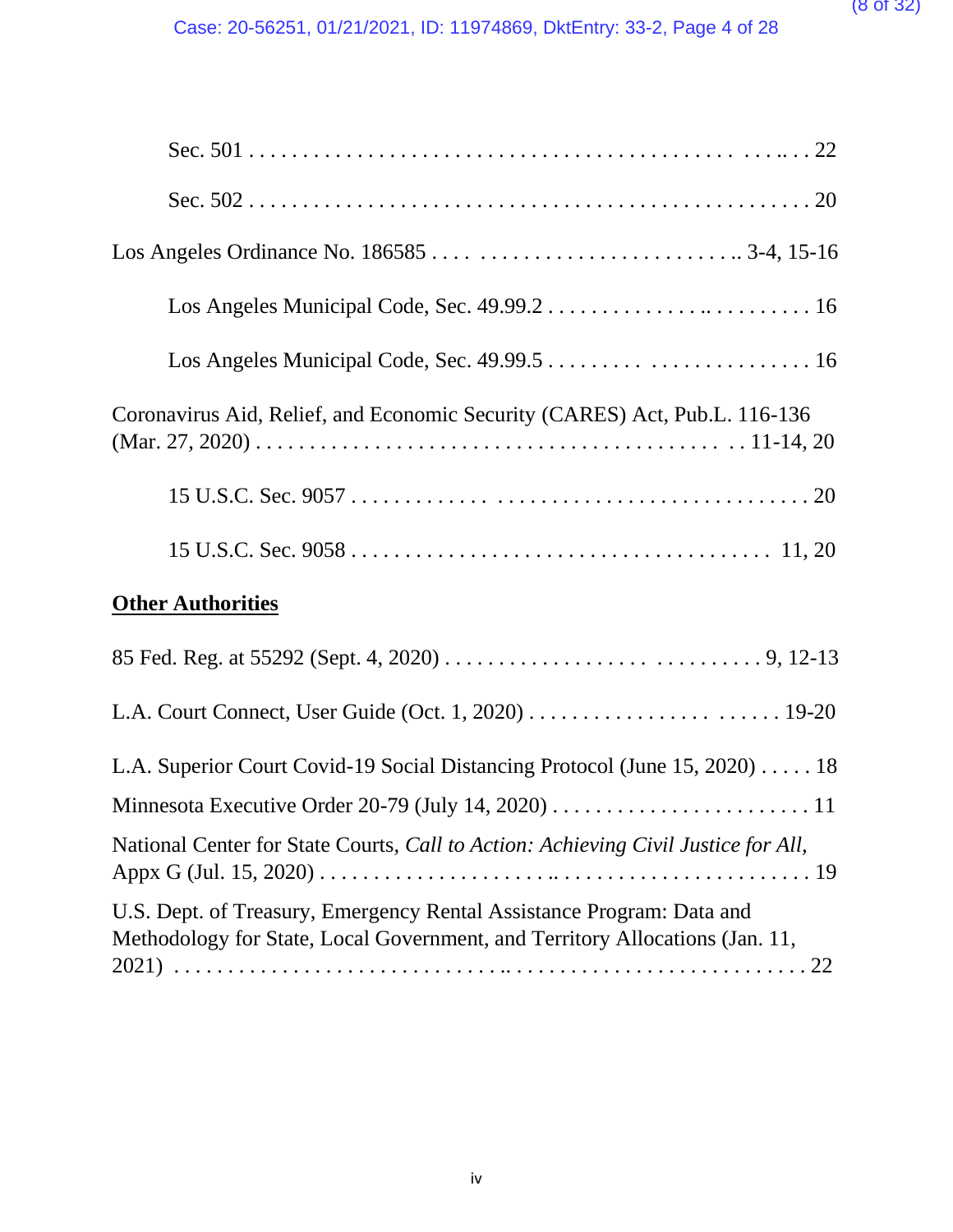Sec. 501 . . . . . . . . . . . . . . . . . . . . . . . . . . . . . . . . . . . . . . . . . . . . . . .. . . 22

Sec. 502 . . . . . . . . . . . . . . . . . . . . . . . . . . . . . . . . . . . . . . . . . . . . . . . . . . 20

Los Angeles Ordinance No. 186585 . . . . . . . . . . . . . . . . . . . . . . . . . . . . .. 3-4, 15-16

Los Angeles Municipal Code, Sec. 49.99.2 . . . . . . . . . . . . . . . .. . . . . . . . . . 16

Los Angeles Municipal Code, Sec. 49.99.5 . . . . . . . . . . . . . . . . . . . . . . . . . . 16

Coronavirus Aid, Relief, and Economic Security (CARES) Act, Pub.L. 116-136 (Mar. 27, 2020) . . . . . . . . . . . . . . . . . . . . . . . . . . . . . . . . . . . . . . . . . 11-14, 20

15 U.S.C. Sec. 9057 . . . . . . . . . . . . . . . . . . . . . . . . . . . . . . . . . . . . . . . . . . . 20

15 U.S.C. Sec. 9058 . . . . . . . . . . . . . . . . . . . . . . . . . . . . . . . . . . . . . . . 11, 20

**Other Authorities**

85 Fed. Reg. at 55292 (Sept. 4, 2020) . . . . . . . . . . . . . . . . . . . . . . . . . . . . . 9, 12-13

L.A. Court Connect, User Guide (Oct. 1, 2020) . . . . . . . . . . . . . . . . . . . . . . . . . 19-20

L.A. Superior Court Covid-19 Social Distancing Protocol (June 15, 2020) . . . . . 18

Minnesota Executive Order 20-79 (July 14, 2020) . . . . . . . . . . . . . . . . . . . . . . . . 11

National Center for State Courts, *Call to Action: Achieving Civil Justice for All*, Appx G (Jul. 15, 2020) . . . . . . . . . . . . . . . . . . . . . .. . . . . . . . . . . . . . . . . . . . . . . 19

U.S. Dept. of Treasury, Emergency Rental Assistance Program: Data and Methodology for State, Local Government, and Territory Allocations (Jan. 11, 2021) . . . . . . . . . . . . . . . . . . . . . . . . . . . . . .. . . . . . . . . . . . . . . . . . . . . . . . . . 22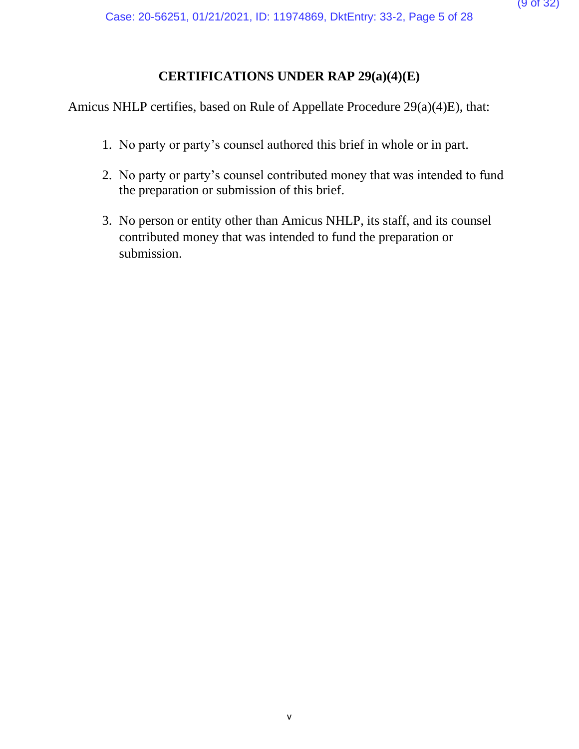# CERTIFICATIONS UNDER RAP 29(a)(4)(E)

Amicus NHLP certifies, based on Rule of Appellate Procedure 29(a)(4)E), that:

1. No party or party's counsel authored this brief in whole or in part.

2. No party or party's counsel contributed money that was intended to fund the preparation or submission of this brief.

3. No person or entity other than Amicus NHLP, its staff, and its counsel contributed money that was intended to fund the preparation or submission.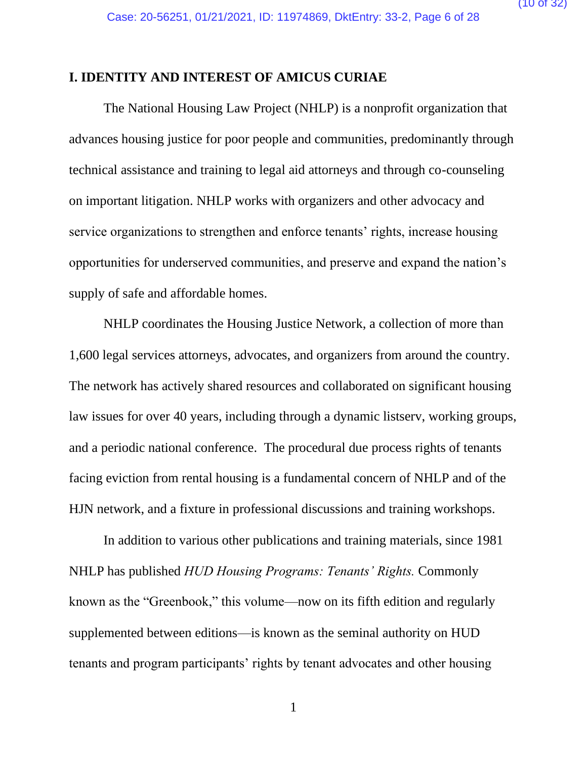## I. IDENTITY AND INTEREST OF AMICUS CURIAE

The National Housing Law Project (NHLP) is a nonprofit organization that advances housing justice for poor people and communities, predominantly through technical assistance and training to legal aid attorneys and through co-counseling on important litigation. NHLP works with organizers and other advocacy and service organizations to strengthen and enforce tenants' rights, increase housing opportunities for underserved communities, and preserve and expand the nation's supply of safe and affordable homes.

NHLP coordinates the Housing Justice Network, a collection of more than 1,600 legal services attorneys, advocates, and organizers from around the country. The network has actively shared resources and collaborated on significant housing law issues for over 40 years, including through a dynamic listserv, working groups, and a periodic national conference. The procedural due process rights of tenants facing eviction from rental housing is a fundamental concern of NHLP and of the HJN network, and a fixture in professional discussions and training workshops.

In addition to various other publications and training materials, since 1981 NHLP has published *HUD Housing Programs: Tenants' Rights.* Commonly known as the "Greenbook," this volume—now on its fifth edition and regularly supplemented between editions—is known as the seminal authority on HUD tenants and program participants' rights by tenant advocates and other housing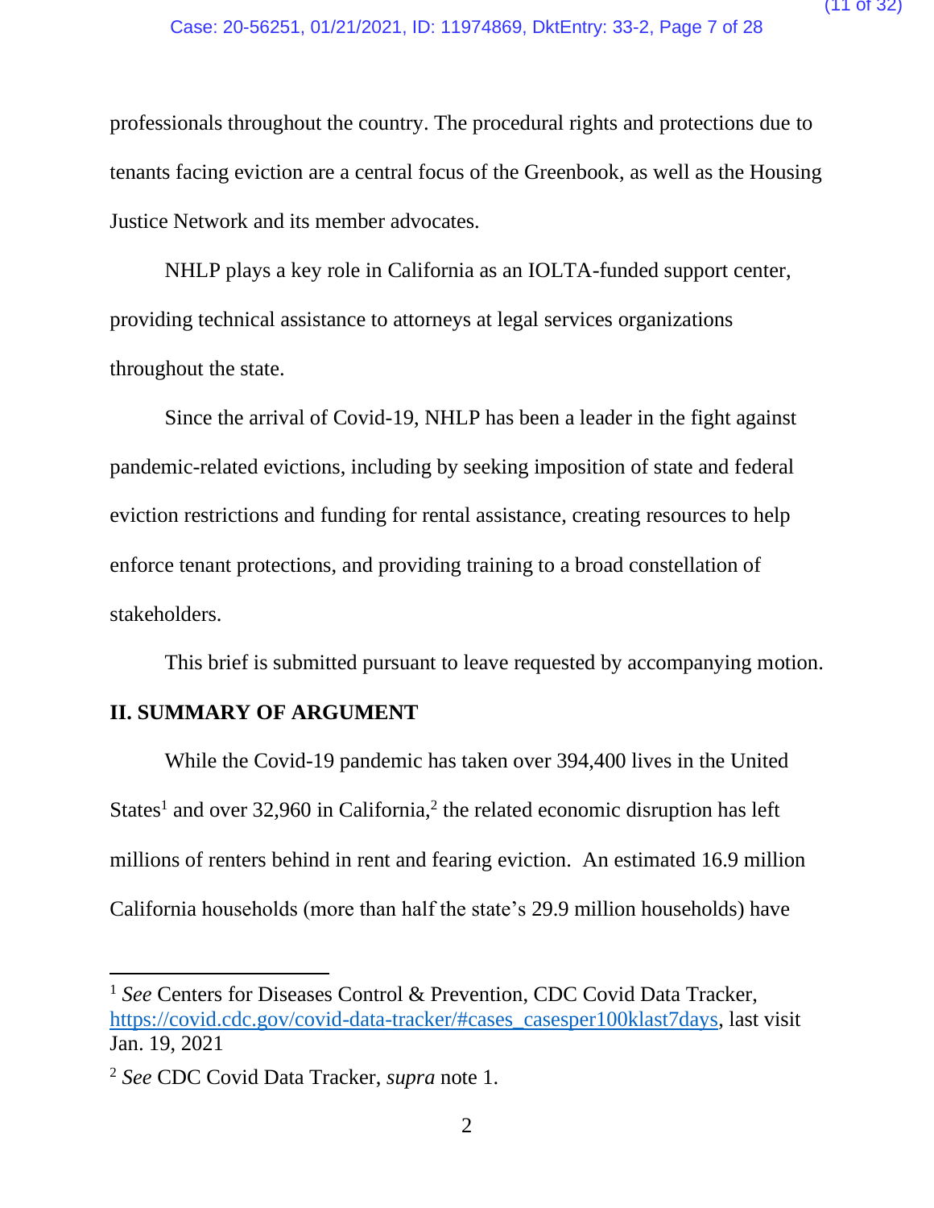professionals throughout the country. The procedural rights and protections due to tenants facing eviction are a central focus of the Greenbook, as well as the Housing Justice Network and its member advocates.

NHLP plays a key role in California as an IOLTA-funded support center, providing technical assistance to attorneys at legal services organizations throughout the state.

Since the arrival of Covid-19, NHLP has been a leader in the fight against pandemic-related evictions, including by seeking imposition of state and federal eviction restrictions and funding for rental assistance, creating resources to help enforce tenant protections, and providing training to a broad constellation of stakeholders.

This brief is submitted pursuant to leave requested by accompanying motion.

## II. SUMMARY OF ARGUMENT

While the Covid-19 pandemic has taken over 394,400 lives in the United States[1] and over 32,960 in California,[2] the related economic disruption has left millions of renters behind in rent and fearing eviction. An estimated 16.9 million California households (more than half the state's 29.9 million households) have

---

[1] *See* Centers for Diseases Control & Prevention, CDC Covid Data Tracker, https://covid.cdc.gov/covid-data-tracker/#cases_casesper100klast7days, last visit Jan. 19, 2021

[2] *See* CDC Covid Data Tracker, *supra* note 1.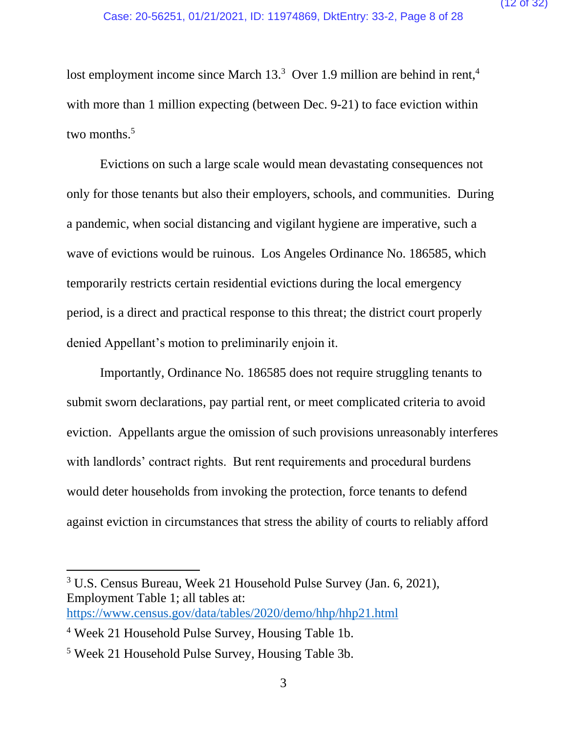lost employment income since March 13.[3] Over 1.9 million are behind in rent,[4] with more than 1 million expecting (between Dec. 9-21) to face eviction within two months.[5]

Evictions on such a large scale would mean devastating consequences not only for those tenants but also their employers, schools, and communities. During a pandemic, when social distancing and vigilant hygiene are imperative, such a wave of evictions would be ruinous. Los Angeles Ordinance No. 186585, which temporarily restricts certain residential evictions during the local emergency period, is a direct and practical response to this threat; the district court properly denied Appellant's motion to preliminarily enjoin it.

Importantly, Ordinance No. 186585 does not require struggling tenants to submit sworn declarations, pay partial rent, or meet complicated criteria to avoid eviction. Appellants argue the omission of such provisions unreasonably interferes with landlords' contract rights. But rent requirements and procedural burdens would deter households from invoking the protection, force tenants to defend against eviction in circumstances that stress the ability of courts to reliably afford

---

[3] U.S. Census Bureau, Week 21 Household Pulse Survey (Jan. 6, 2021), Employment Table 1; all tables at: https://www.census.gov/data/tables/2020/demo/hhp/hhp21.html

[4] Week 21 Household Pulse Survey, Housing Table 1b.

[5] Week 21 Household Pulse Survey, Housing Table 3b.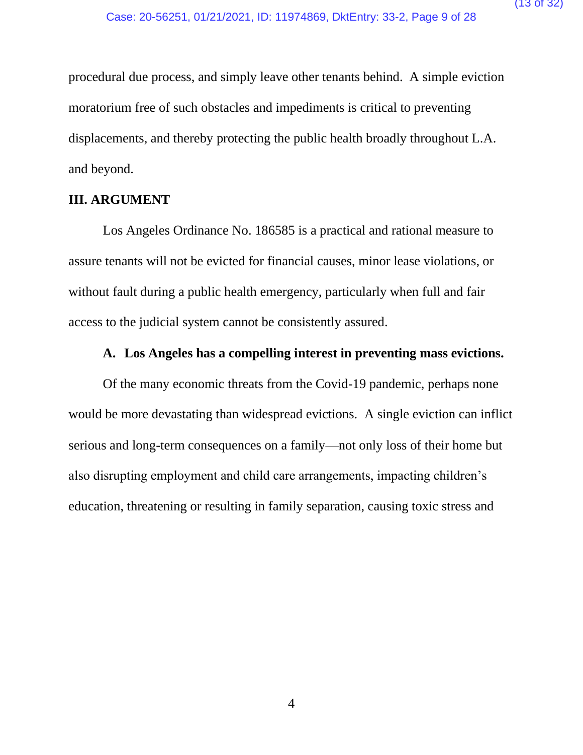procedural due process, and simply leave other tenants behind. A simple eviction moratorium free of such obstacles and impediments is critical to preventing displacements, and thereby protecting the public health broadly throughout L.A. and beyond.

## III. ARGUMENT

Los Angeles Ordinance No. 186585 is a practical and rational measure to assure tenants will not be evicted for financial causes, minor lease violations, or without fault during a public health emergency, particularly when full and fair access to the judicial system cannot be consistently assured.

### A. Los Angeles has a compelling interest in preventing mass evictions.

Of the many economic threats from the Covid-19 pandemic, perhaps none would be more devastating than widespread evictions. A single eviction can inflict serious and long-term consequences on a family—not only loss of their home but also disrupting employment and child care arrangements, impacting children's education, threatening or resulting in family separation, causing toxic stress and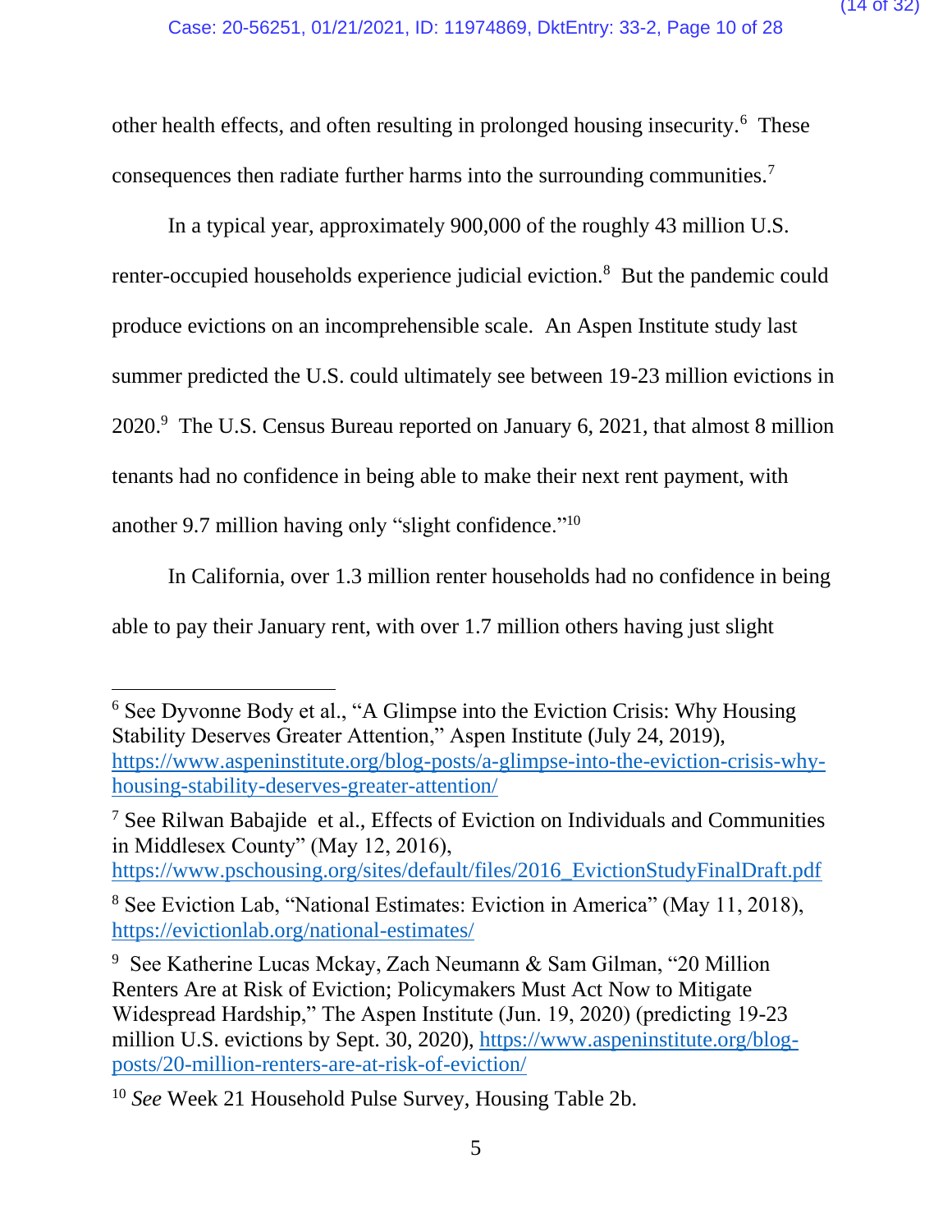other health effects, and often resulting in prolonged housing insecurity.[6] These consequences then radiate further harms into the surrounding communities.[7]

In a typical year, approximately 900,000 of the roughly 43 million U.S. renter-occupied households experience judicial eviction.[8] But the pandemic could produce evictions on an incomprehensible scale. An Aspen Institute study last summer predicted the U.S. could ultimately see between 19-23 million evictions in 2020.[9] The U.S. Census Bureau reported on January 6, 2021, that almost 8 million tenants had no confidence in being able to make their next rent payment, with another 9.7 million having only "slight confidence."[10]

In California, over 1.3 million renter households had no confidence in being able to pay their January rent, with over 1.7 million others having just slight

---

[6] See Dyvonne Body et al., "A Glimpse into the Eviction Crisis: Why Housing Stability Deserves Greater Attention," Aspen Institute (July 24, 2019), https://www.aspeninstitute.org/blog-posts/a-glimpse-into-the-eviction-crisis-why-housing-stability-deserves-greater-attention/

[7] See Rilwan Babajide et al., Effects of Eviction on Individuals and Communities in Middlesex County" (May 12, 2016), https://www.pschousing.org/sites/default/files/2016_EvictionStudyFinalDraft.pdf

[8] See Eviction Lab, "National Estimates: Eviction in America" (May 11, 2018), https://evictionlab.org/national-estimates/

[9] See Katherine Lucas Mckay, Zach Neumann & Sam Gilman, "20 Million Renters Are at Risk of Eviction; Policymakers Must Act Now to Mitigate Widespread Hardship," The Aspen Institute (Jun. 19, 2020) (predicting 19-23 million U.S. evictions by Sept. 30, 2020), https://www.aspeninstitute.org/blog-posts/20-million-renters-are-at-risk-of-eviction/

[10] *See* Week 21 Household Pulse Survey, Housing Table 2b.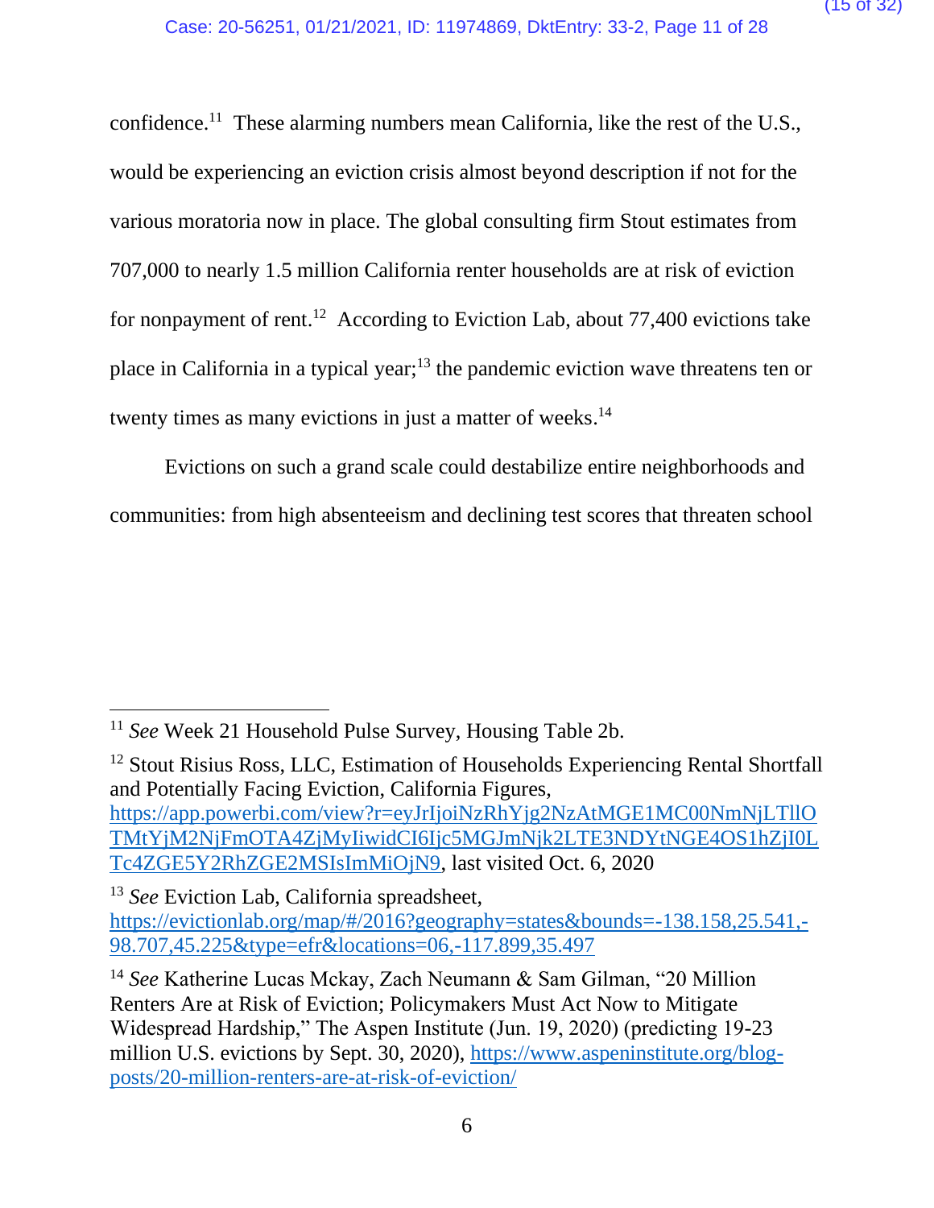confidence.[11] These alarming numbers mean California, like the rest of the U.S., would be experiencing an eviction crisis almost beyond description if not for the various moratoria now in place. The global consulting firm Stout estimates from 707,000 to nearly 1.5 million California renter households are at risk of eviction for nonpayment of rent.[12] According to Eviction Lab, about 77,400 evictions take place in California in a typical year;[13] the pandemic eviction wave threatens ten or twenty times as many evictions in just a matter of weeks.[14]

Evictions on such a grand scale could destabilize entire neighborhoods and communities: from high absenteeism and declining test scores that threaten school

---

[11] *See* Week 21 Household Pulse Survey, Housing Table 2b.

[12] Stout Risius Ross, LLC, Estimation of Households Experiencing Rental Shortfall and Potentially Facing Eviction, California Figures, https://app.powerbi.com/view?r=eyJrIjoiNzRhYjg2NzAtMGE1MC00NmNjLTllOTMtYjM2NjFmOTA4ZjMyIiwidCI6Ijc5MGJmNjk2LTE3NDYtNGE4OS1hZjI0LTc4ZGE5Y2RhZGE2MSIsImMiOjN9, last visited Oct. 6, 2020

[13] *See* Eviction Lab, California spreadsheet, https://evictionlab.org/map/#/2016?geography=states&bounds=-138.158,25.541,-98.707,45.225&type=efr&locations=06,-117.899,35.497

[14] *See* Katherine Lucas Mckay, Zach Neumann & Sam Gilman, "20 Million Renters Are at Risk of Eviction; Policymakers Must Act Now to Mitigate Widespread Hardship," The Aspen Institute (Jun. 19, 2020) (predicting 19-23 million U.S. evictions by Sept. 30, 2020), https://www.aspeninstitute.org/blog-posts/20-million-renters-are-at-risk-of-eviction/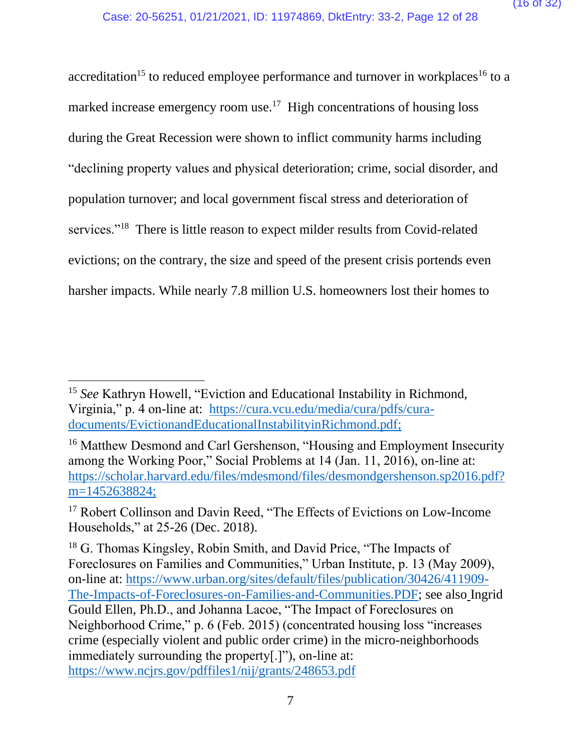accreditation[15] to reduced employee performance and turnover in workplaces[16] to a marked increase emergency room use.[17] High concentrations of housing loss during the Great Recession were shown to inflict community harms including "declining property values and physical deterioration; crime, social disorder, and population turnover; and local government fiscal stress and deterioration of services."[18] There is little reason to expect milder results from Covid-related evictions; on the contrary, the size and speed of the present crisis portends even harsher impacts. While nearly 7.8 million U.S. homeowners lost their homes to

---

[15] *See* Kathryn Howell, "Eviction and Educational Instability in Richmond, Virginia," p. 4 on-line at: https://cura.vcu.edu/media/cura/pdfs/cura-documents/EvictionandEducationalInstabilityinRichmond.pdf;

[16] Matthew Desmond and Carl Gershenson, "Housing and Employment Insecurity among the Working Poor," Social Problems at 14 (Jan. 11, 2016), on-line at: https://scholar.harvard.edu/files/mdesmond/files/desmondgershenson.sp2016.pdf?m=1452638824;

[17] Robert Collinson and Davin Reed, "The Effects of Evictions on Low-Income Households," at 25-26 (Dec. 2018).

[18] G. Thomas Kingsley, Robin Smith, and David Price, "The Impacts of Foreclosures on Families and Communities," Urban Institute, p. 13 (May 2009), on-line at: https://www.urban.org/sites/default/files/publication/30426/411909-The-Impacts-of-Foreclosures-on-Families-and-Communities.PDF; see also Ingrid Gould Ellen, Ph.D., and Johanna Lacoe, "The Impact of Foreclosures on Neighborhood Crime," p. 6 (Feb. 2015) (concentrated housing loss "increases crime (especially violent and public order crime) in the micro-neighborhoods immediately surrounding the property[.]"), on-line at: https://www.ncjrs.gov/pdffiles1/nij/grants/248653.pdf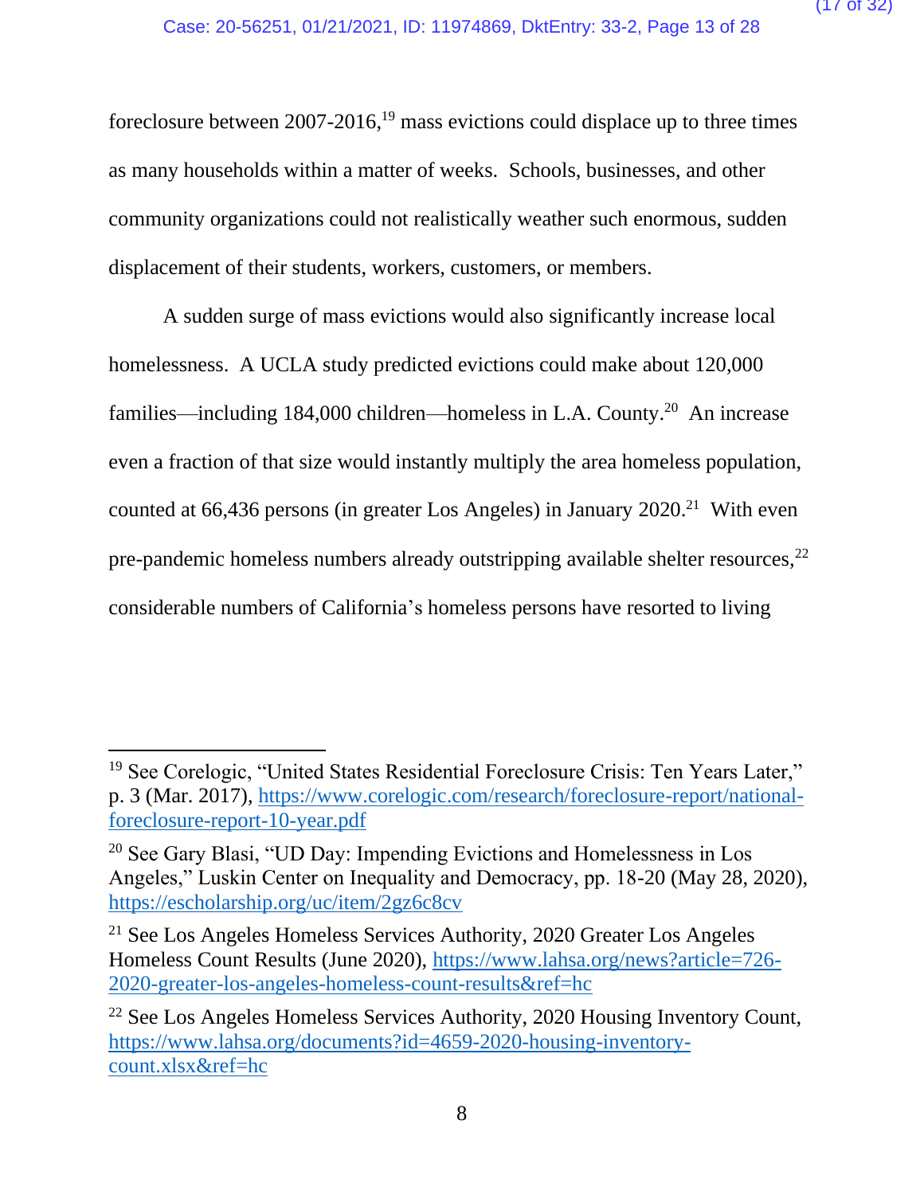foreclosure between 2007-2016,[19] mass evictions could displace up to three times as many households within a matter of weeks. Schools, businesses, and other community organizations could not realistically weather such enormous, sudden displacement of their students, workers, customers, or members.

A sudden surge of mass evictions would also significantly increase local homelessness. A UCLA study predicted evictions could make about 120,000 families—including 184,000 children—homeless in L.A. County.[20] An increase even a fraction of that size would instantly multiply the area homeless population, counted at 66,436 persons (in greater Los Angeles) in January 2020.[21] With even pre-pandemic homeless numbers already outstripping available shelter resources,[22] considerable numbers of California's homeless persons have resorted to living

---

[19] See Corelogic, "United States Residential Foreclosure Crisis: Ten Years Later," p. 3 (Mar. 2017), https://www.corelogic.com/research/foreclosure-report/national-foreclosure-report-10-year.pdf

[20] See Gary Blasi, "UD Day: Impending Evictions and Homelessness in Los Angeles," Luskin Center on Inequality and Democracy, pp. 18-20 (May 28, 2020), https://escholarship.org/uc/item/2gz6c8cv

[21] See Los Angeles Homeless Services Authority, 2020 Greater Los Angeles Homeless Count Results (June 2020), https://www.lahsa.org/news?article=726-2020-greater-los-angeles-homeless-count-results&ref=hc

[22] See Los Angeles Homeless Services Authority, 2020 Housing Inventory Count, https://www.lahsa.org/documents?id=4659-2020-housing-inventory-count.xlsx&ref=hc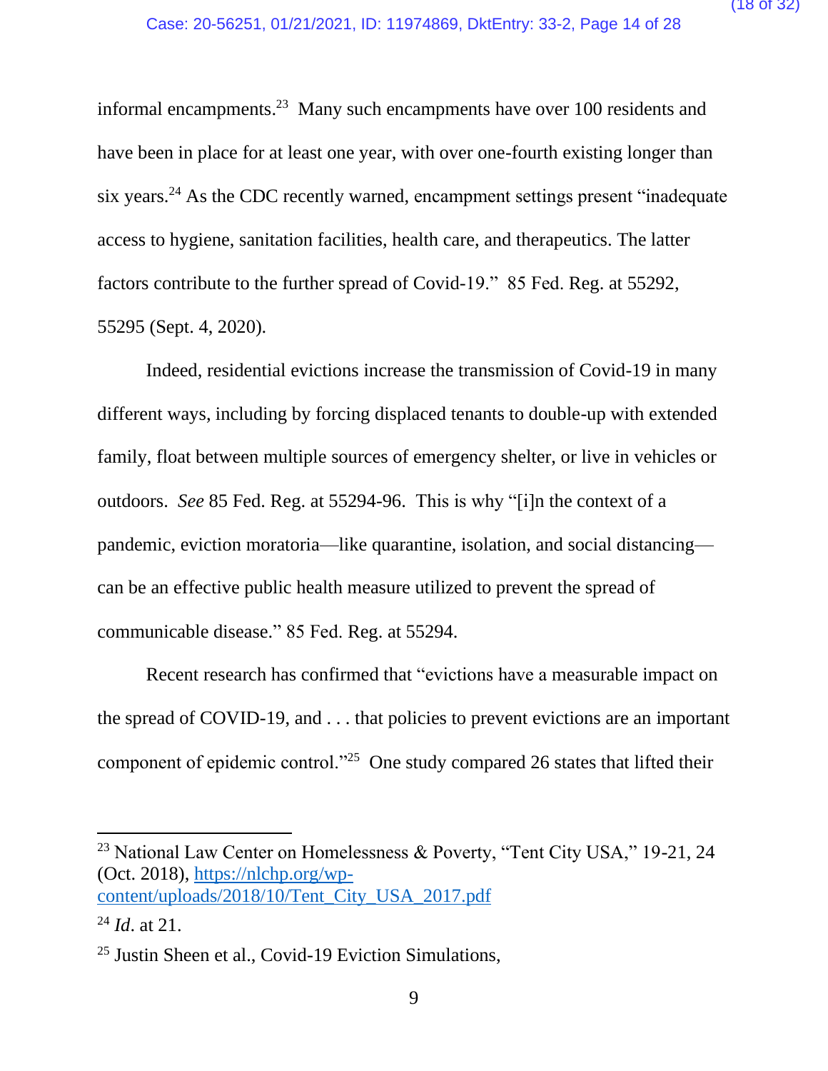informal encampments.[23] Many such encampments have over 100 residents and have been in place for at least one year, with over one-fourth existing longer than six years.[24] As the CDC recently warned, encampment settings present "inadequate access to hygiene, sanitation facilities, health care, and therapeutics. The latter factors contribute to the further spread of Covid-19." 85 Fed. Reg. at 55292, 55295 (Sept. 4, 2020).

Indeed, residential evictions increase the transmission of Covid-19 in many different ways, including by forcing displaced tenants to double-up with extended family, float between multiple sources of emergency shelter, or live in vehicles or outdoors. *See* 85 Fed. Reg. at 55294-96. This is why "[i]n the context of a pandemic, eviction moratoria—like quarantine, isolation, and social distancing—can be an effective public health measure utilized to prevent the spread of communicable disease." 85 Fed. Reg. at 55294.

Recent research has confirmed that "evictions have a measurable impact on the spread of COVID-19, and . . . that policies to prevent evictions are an important component of epidemic control."[25] One study compared 26 states that lifted their

---

[23] National Law Center on Homelessness & Poverty, "Tent City USA," 19-21, 24 (Oct. 2018), https://nlchp.org/wp-content/uploads/2018/10/Tent_City_USA_2017.pdf

[24] *Id*. at 21.

[25] Justin Sheen et al., Covid-19 Eviction Simulations,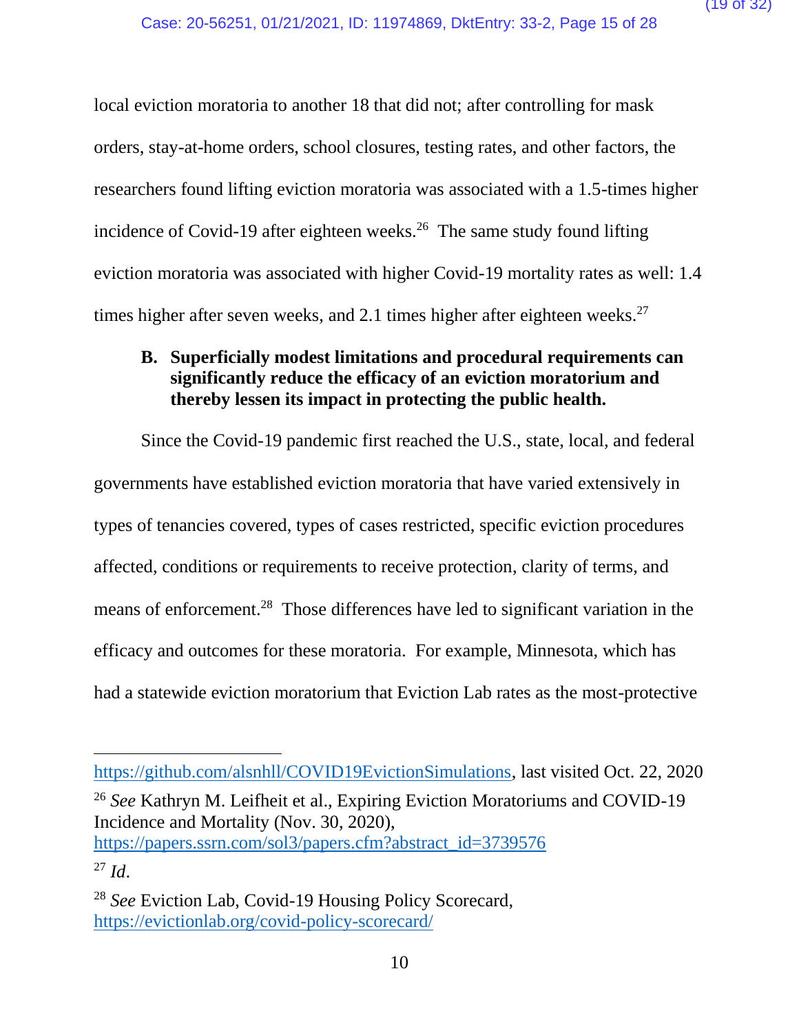local eviction moratoria to another 18 that did not; after controlling for mask orders, stay-at-home orders, school closures, testing rates, and other factors, the researchers found lifting eviction moratoria was associated with a 1.5-times higher incidence of Covid-19 after eighteen weeks.[26] The same study found lifting eviction moratoria was associated with higher Covid-19 mortality rates as well: 1.4 times higher after seven weeks, and 2.1 times higher after eighteen weeks.[27]

### B. Superficially modest limitations and procedural requirements can significantly reduce the efficacy of an eviction moratorium and thereby lessen its impact in protecting the public health.

Since the Covid-19 pandemic first reached the U.S., state, local, and federal governments have established eviction moratoria that have varied extensively in types of tenancies covered, types of cases restricted, specific eviction procedures affected, conditions or requirements to receive protection, clarity of terms, and means of enforcement.[28] Those differences have led to significant variation in the efficacy and outcomes for these moratoria. For example, Minnesota, which has had a statewide eviction moratorium that Eviction Lab rates as the most-protective

---

https://github.com/alsnhll/COVID19EvictionSimulations, last visited Oct. 22, 2020

[26] *See* Kathryn M. Leifheit et al., Expiring Eviction Moratoriums and COVID-19 Incidence and Mortality (Nov. 30, 2020), https://papers.ssrn.com/sol3/papers.cfm?abstract_id=3739576

[27] *Id*.

[28] *See* Eviction Lab, Covid-19 Housing Policy Scorecard, https://evictionlab.org/covid-policy-scorecard/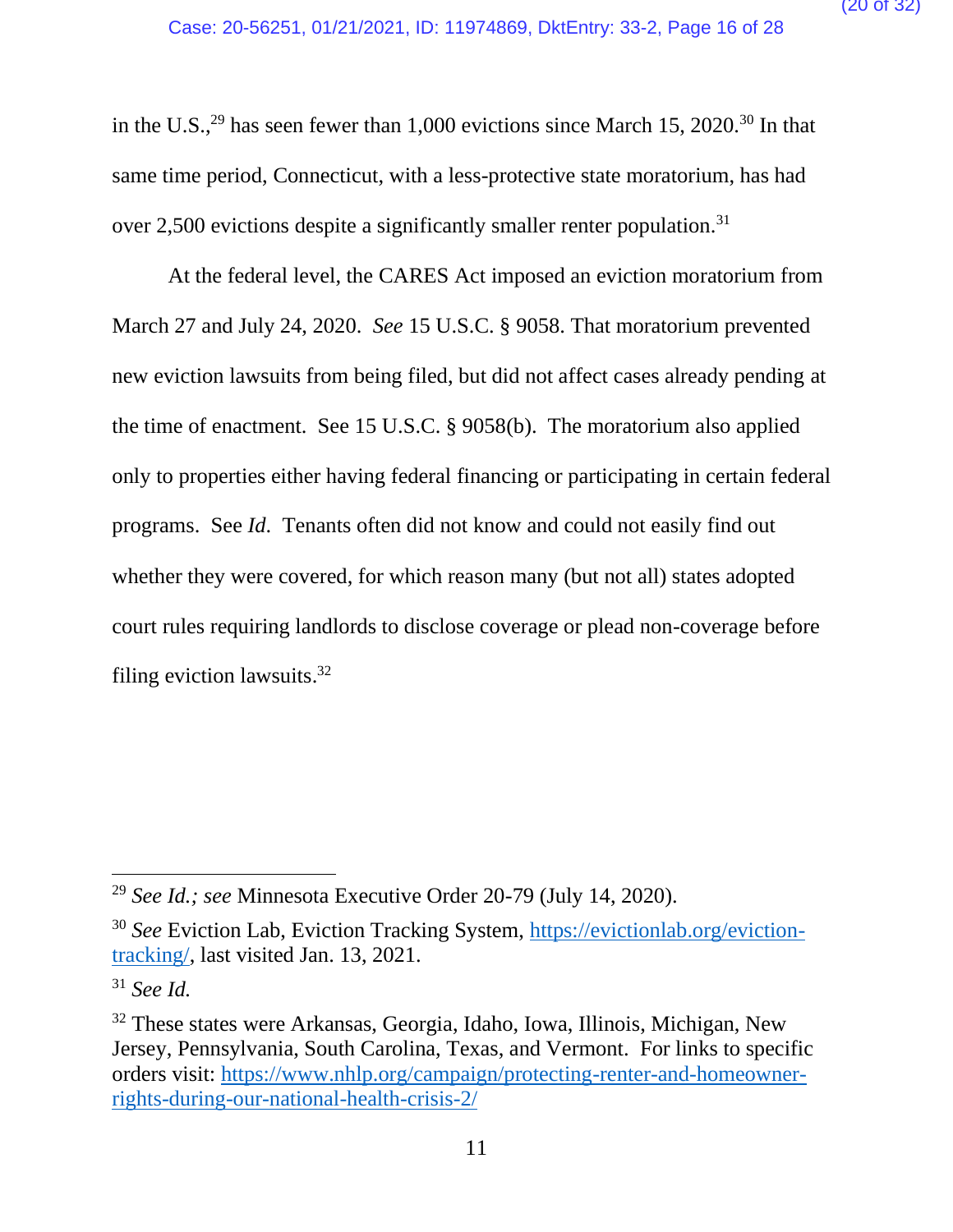in the U.S.,[29] has seen fewer than 1,000 evictions since March 15, 2020.[30] In that same time period, Connecticut, with a less-protective state moratorium, has had over 2,500 evictions despite a significantly smaller renter population.[31]

At the federal level, the CARES Act imposed an eviction moratorium from March 27 and July 24, 2020. *See* 15 U.S.C. § 9058. That moratorium prevented new eviction lawsuits from being filed, but did not affect cases already pending at the time of enactment. See 15 U.S.C. § 9058(b). The moratorium also applied only to properties either having federal financing or participating in certain federal programs. See *Id*. Tenants often did not know and could not easily find out whether they were covered, for which reason many (but not all) states adopted court rules requiring landlords to disclose coverage or plead non-coverage before filing eviction lawsuits.[32]

---

[29] *See Id.; see* Minnesota Executive Order 20-79 (July 14, 2020).

[30] *See* Eviction Lab, Eviction Tracking System, https://evictionlab.org/eviction-tracking/, last visited Jan. 13, 2021.

[31] *See Id.*

[32] These states were Arkansas, Georgia, Idaho, Iowa, Illinois, Michigan, New Jersey, Pennsylvania, South Carolina, Texas, and Vermont. For links to specific orders visit: https://www.nhlp.org/campaign/protecting-renter-and-homeowner-rights-during-our-national-health-crisis-2/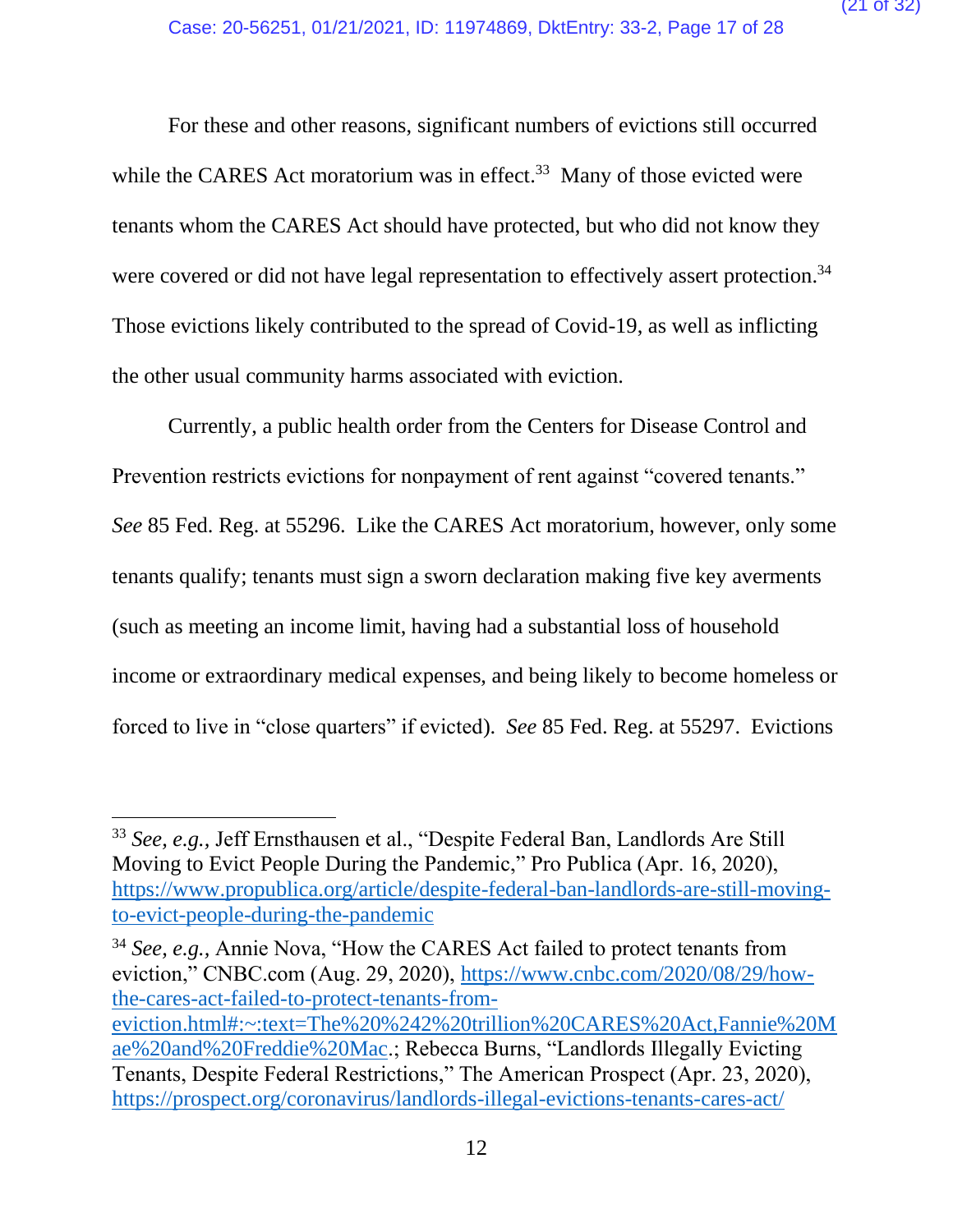For these and other reasons, significant numbers of evictions still occurred while the CARES Act moratorium was in effect.[33] Many of those evicted were tenants whom the CARES Act should have protected, but who did not know they were covered or did not have legal representation to effectively assert protection.[34] Those evictions likely contributed to the spread of Covid-19, as well as inflicting the other usual community harms associated with eviction.

Currently, a public health order from the Centers for Disease Control and Prevention restricts evictions for nonpayment of rent against "covered tenants." *See* 85 Fed. Reg. at 55296. Like the CARES Act moratorium, however, only some tenants qualify; tenants must sign a sworn declaration making five key averments (such as meeting an income limit, having had a substantial loss of household income or extraordinary medical expenses, and being likely to become homeless or forced to live in "close quarters" if evicted). *See* 85 Fed. Reg. at 55297. Evictions

---

[33] *See, e.g.,* Jeff Ernsthausen et al., "Despite Federal Ban, Landlords Are Still Moving to Evict People During the Pandemic," Pro Publica (Apr. 16, 2020), https://www.propublica.org/article/despite-federal-ban-landlords-are-still-moving-to-evict-people-during-the-pandemic

[34] *See, e.g.,* Annie Nova, "How the CARES Act failed to protect tenants from eviction," CNBC.com (Aug. 29, 2020), https://www.cnbc.com/2020/08/29/how-the-cares-act-failed-to-protect-tenants-from-eviction.html#:~:text=The%20%242%20trillion%20CARES%20Act,Fannie%20Mae%20and%20Freddie%20Mac.; Rebecca Burns, "Landlords Illegally Evicting Tenants, Despite Federal Restrictions," The American Prospect (Apr. 23, 2020), https://prospect.org/coronavirus/landlords-illegal-evictions-tenants-cares-act/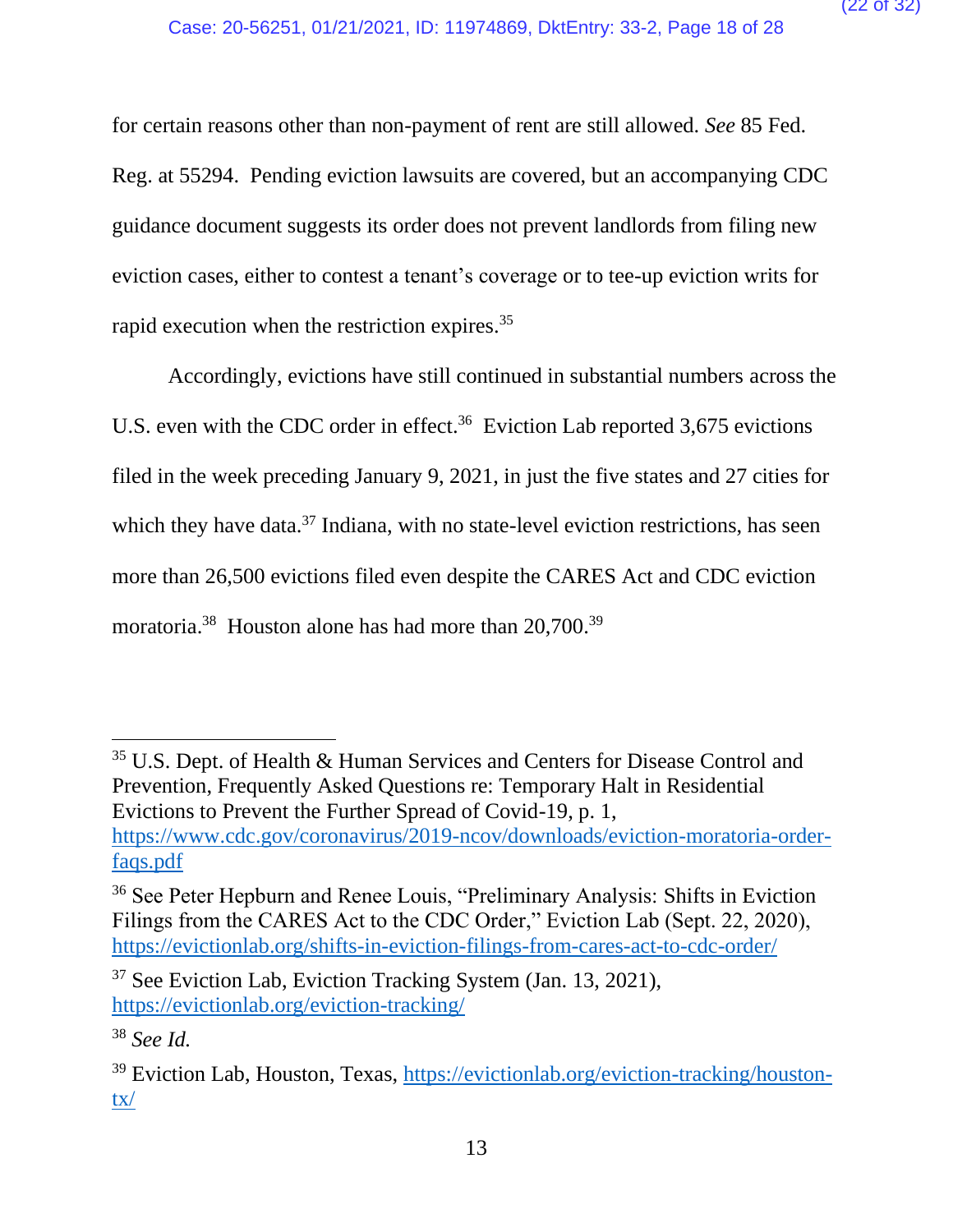for certain reasons other than non-payment of rent are still allowed. *See* 85 Fed. Reg. at 55294. Pending eviction lawsuits are covered, but an accompanying CDC guidance document suggests its order does not prevent landlords from filing new eviction cases, either to contest a tenant's coverage or to tee-up eviction writs for rapid execution when the restriction expires.[35]

Accordingly, evictions have still continued in substantial numbers across the U.S. even with the CDC order in effect.[36] Eviction Lab reported 3,675 evictions filed in the week preceding January 9, 2021, in just the five states and 27 cities for which they have data.[37] Indiana, with no state-level eviction restrictions, has seen more than 26,500 evictions filed even despite the CARES Act and CDC eviction moratoria.[38] Houston alone has had more than 20,700.[39]

---

[35] U.S. Dept. of Health & Human Services and Centers for Disease Control and Prevention, Frequently Asked Questions re: Temporary Halt in Residential Evictions to Prevent the Further Spread of Covid-19, p. 1, https://www.cdc.gov/coronavirus/2019-ncov/downloads/eviction-moratoria-order-faqs.pdf

[36] See Peter Hepburn and Renee Louis, "Preliminary Analysis: Shifts in Eviction Filings from the CARES Act to the CDC Order," Eviction Lab (Sept. 22, 2020), https://evictionlab.org/shifts-in-eviction-filings-from-cares-act-to-cdc-order/

[37] See Eviction Lab, Eviction Tracking System (Jan. 13, 2021), https://evictionlab.org/eviction-tracking/

[38] *See Id.*

[39] Eviction Lab, Houston, Texas, https://evictionlab.org/eviction-tracking/houston-tx/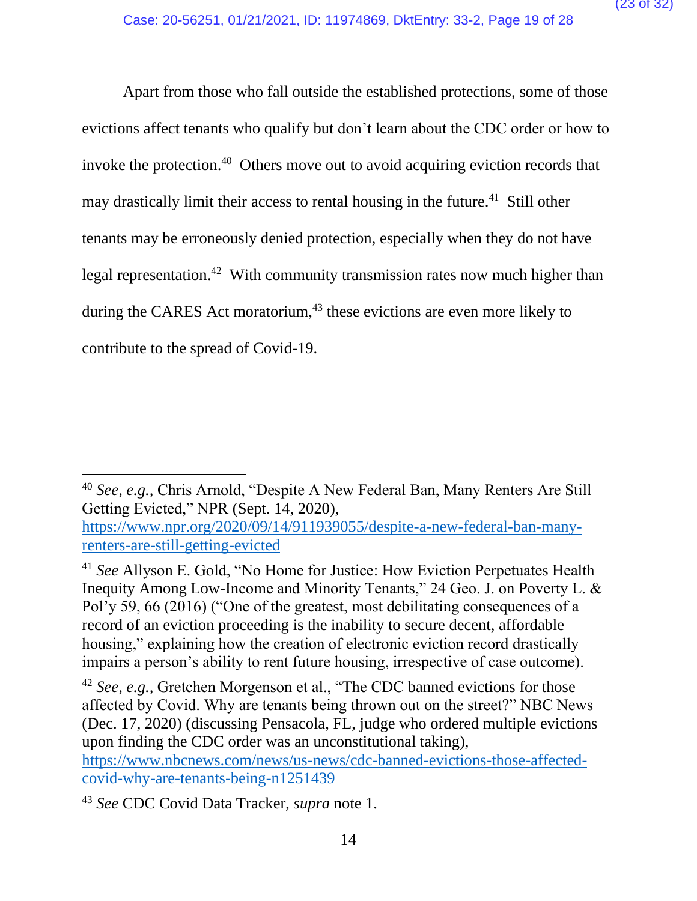Apart from those who fall outside the established protections, some of those evictions affect tenants who qualify but don't learn about the CDC order or how to invoke the protection.[40] Others move out to avoid acquiring eviction records that may drastically limit their access to rental housing in the future.[41] Still other tenants may be erroneously denied protection, especially when they do not have legal representation.[42] With community transmission rates now much higher than during the CARES Act moratorium,[43] these evictions are even more likely to contribute to the spread of Covid-19.

---

[40] *See, e.g.*, Chris Arnold, "Despite A New Federal Ban, Many Renters Are Still Getting Evicted," NPR (Sept. 14, 2020), https://www.npr.org/2020/09/14/911939055/despite-a-new-federal-ban-many-renters-are-still-getting-evicted

[41] *See* Allyson E. Gold, "No Home for Justice: How Eviction Perpetuates Health Inequity Among Low-Income and Minority Tenants," 24 Geo. J. on Poverty L. & Pol'y 59, 66 (2016) ("One of the greatest, most debilitating consequences of a record of an eviction proceeding is the inability to secure decent, affordable housing," explaining how the creation of electronic eviction record drastically impairs a person's ability to rent future housing, irrespective of case outcome).

[42] *See, e.g.*, Gretchen Morgenson et al., "The CDC banned evictions for those affected by Covid. Why are tenants being thrown out on the street?" NBC News (Dec. 17, 2020) (discussing Pensacola, FL, judge who ordered multiple evictions upon finding the CDC order was an unconstitutional taking), https://www.nbcnews.com/news/us-news/cdc-banned-evictions-those-affected-covid-why-are-tenants-being-n1251439

[43] *See* CDC Covid Data Tracker, *supra* note 1.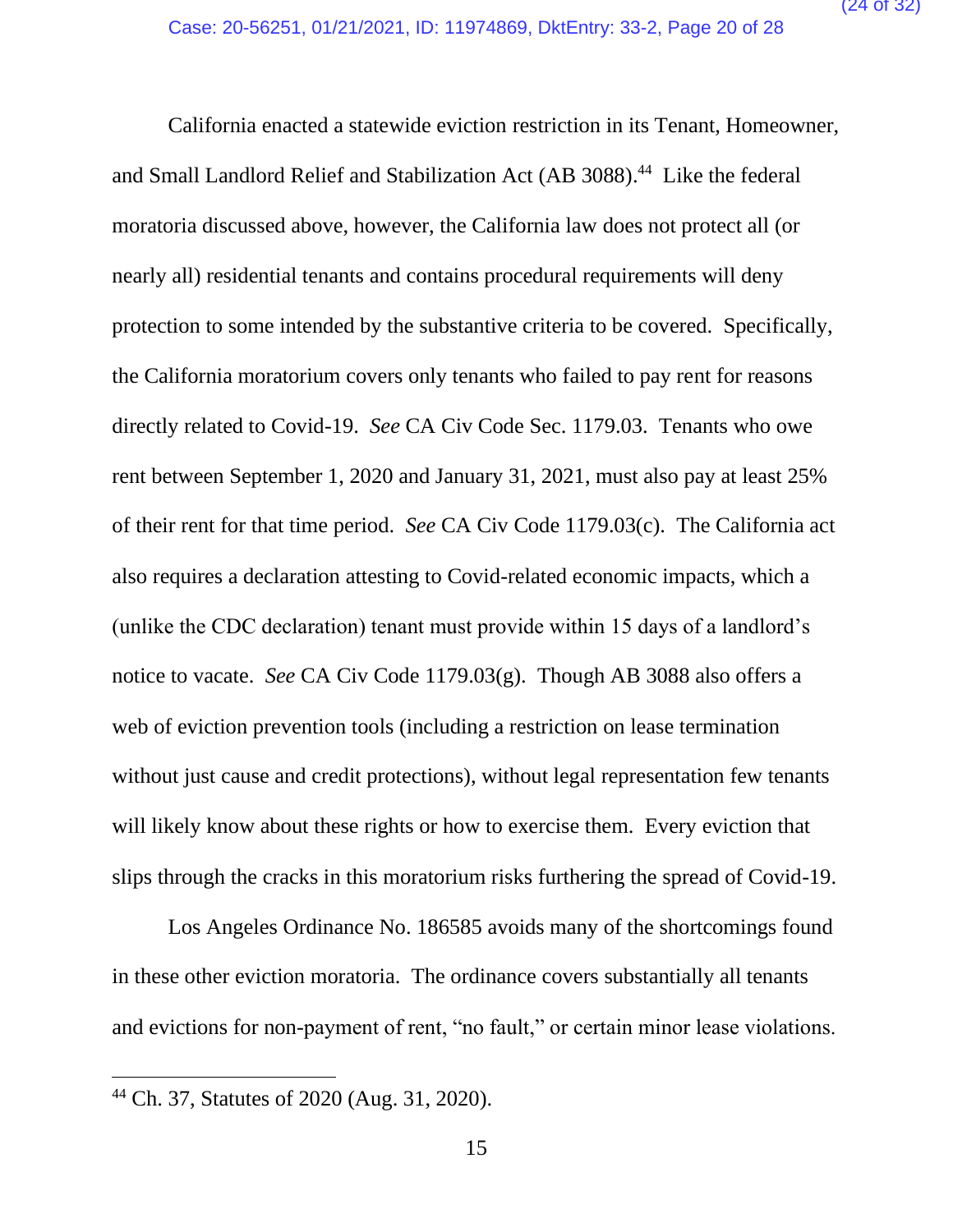California enacted a statewide eviction restriction in its Tenant, Homeowner, and Small Landlord Relief and Stabilization Act (AB 3088).[44] Like the federal moratoria discussed above, however, the California law does not protect all (or nearly all) residential tenants and contains procedural requirements will deny protection to some intended by the substantive criteria to be covered. Specifically, the California moratorium covers only tenants who failed to pay rent for reasons directly related to Covid-19. *See* CA Civ Code Sec. 1179.03. Tenants who owe rent between September 1, 2020 and January 31, 2021, must also pay at least 25% of their rent for that time period. *See* CA Civ Code 1179.03(c). The California act also requires a declaration attesting to Covid-related economic impacts, which a (unlike the CDC declaration) tenant must provide within 15 days of a landlord's notice to vacate. *See* CA Civ Code 1179.03(g). Though AB 3088 also offers a web of eviction prevention tools (including a restriction on lease termination without just cause and credit protections), without legal representation few tenants will likely know about these rights or how to exercise them. Every eviction that slips through the cracks in this moratorium risks furthering the spread of Covid-19.

Los Angeles Ordinance No. 186585 avoids many of the shortcomings found in these other eviction moratoria. The ordinance covers substantially all tenants and evictions for non-payment of rent, "no fault," or certain minor lease violations.

---

[44] Ch. 37, Statutes of 2020 (Aug. 31, 2020).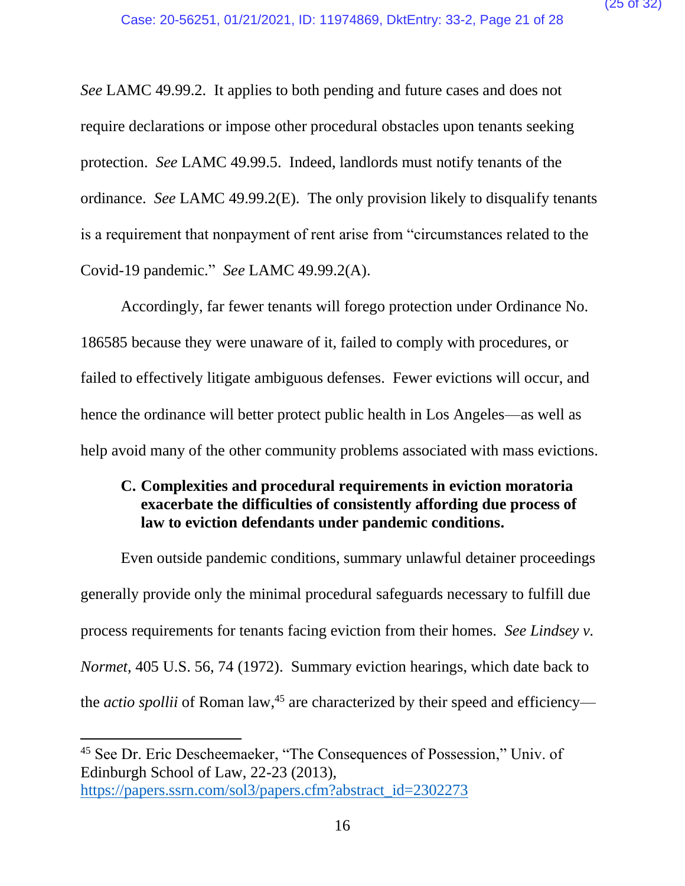*See* LAMC 49.99.2. It applies to both pending and future cases and does not require declarations or impose other procedural obstacles upon tenants seeking protection. *See* LAMC 49.99.5. Indeed, landlords must notify tenants of the ordinance. *See* LAMC 49.99.2(E). The only provision likely to disqualify tenants is a requirement that nonpayment of rent arise from "circumstances related to the Covid-19 pandemic." *See* LAMC 49.99.2(A).

Accordingly, far fewer tenants will forego protection under Ordinance No. 186585 because they were unaware of it, failed to comply with procedures, or failed to effectively litigate ambiguous defenses. Fewer evictions will occur, and hence the ordinance will better protect public health in Los Angeles—as well as help avoid many of the other community problems associated with mass evictions.

### C. Complexities and procedural requirements in eviction moratoria exacerbate the difficulties of consistently affording due process of law to eviction defendants under pandemic conditions.

Even outside pandemic conditions, summary unlawful detainer proceedings generally provide only the minimal procedural safeguards necessary to fulfill due process requirements for tenants facing eviction from their homes. *See Lindsey v. Normet*, 405 U.S. 56, 74 (1972). Summary eviction hearings, which date back to the *actio spollii* of Roman law,[45] are characterized by their speed and efficiency—

[45] See Dr. Eric Descheemaeker, "The Consequences of Possession," Univ. of Edinburgh School of Law, 22-23 (2013), https://papers.ssrn.com/sol3/papers.cfm?abstract_id=2302273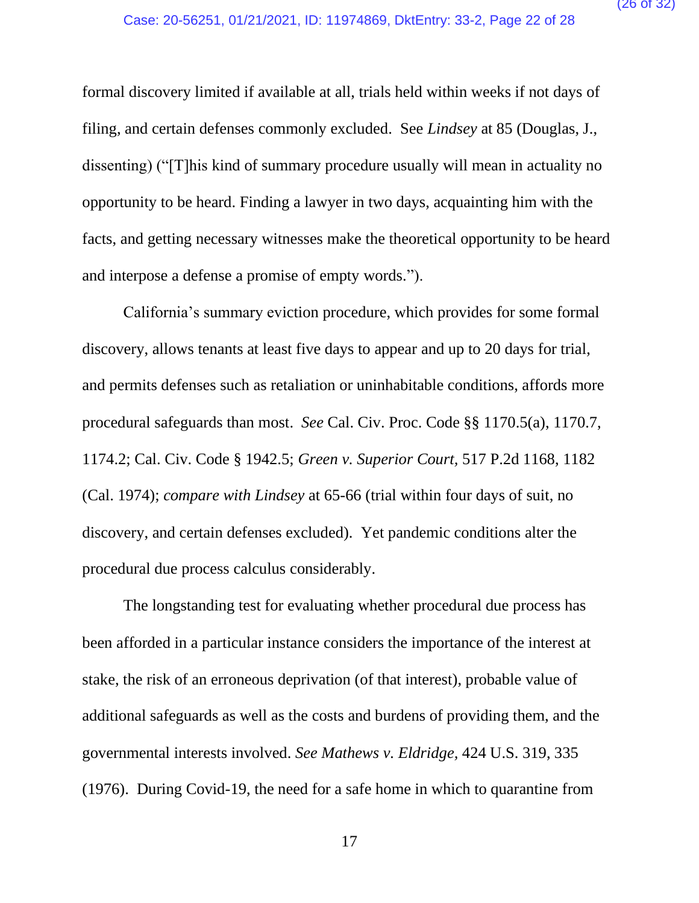formal discovery limited if available at all, trials held within weeks if not days of filing, and certain defenses commonly excluded. See *Lindsey* at 85 (Douglas, J., dissenting) ("[T]his kind of summary procedure usually will mean in actuality no opportunity to be heard. Finding a lawyer in two days, acquainting him with the facts, and getting necessary witnesses make the theoretical opportunity to be heard and interpose a defense a promise of empty words.").

California's summary eviction procedure, which provides for some formal discovery, allows tenants at least five days to appear and up to 20 days for trial, and permits defenses such as retaliation or uninhabitable conditions, affords more procedural safeguards than most. *See* Cal. Civ. Proc. Code §§ 1170.5(a), 1170.7, 1174.2; Cal. Civ. Code § 1942.5; *Green v. Superior Court*, 517 P.2d 1168, 1182 (Cal. 1974); *compare with Lindsey* at 65-66 (trial within four days of suit, no discovery, and certain defenses excluded). Yet pandemic conditions alter the procedural due process calculus considerably.

The longstanding test for evaluating whether procedural due process has been afforded in a particular instance considers the importance of the interest at stake, the risk of an erroneous deprivation (of that interest), probable value of additional safeguards as well as the costs and burdens of providing them, and the governmental interests involved. *See Mathews v. Eldridge*, 424 U.S. 319, 335 (1976). During Covid-19, the need for a safe home in which to quarantine from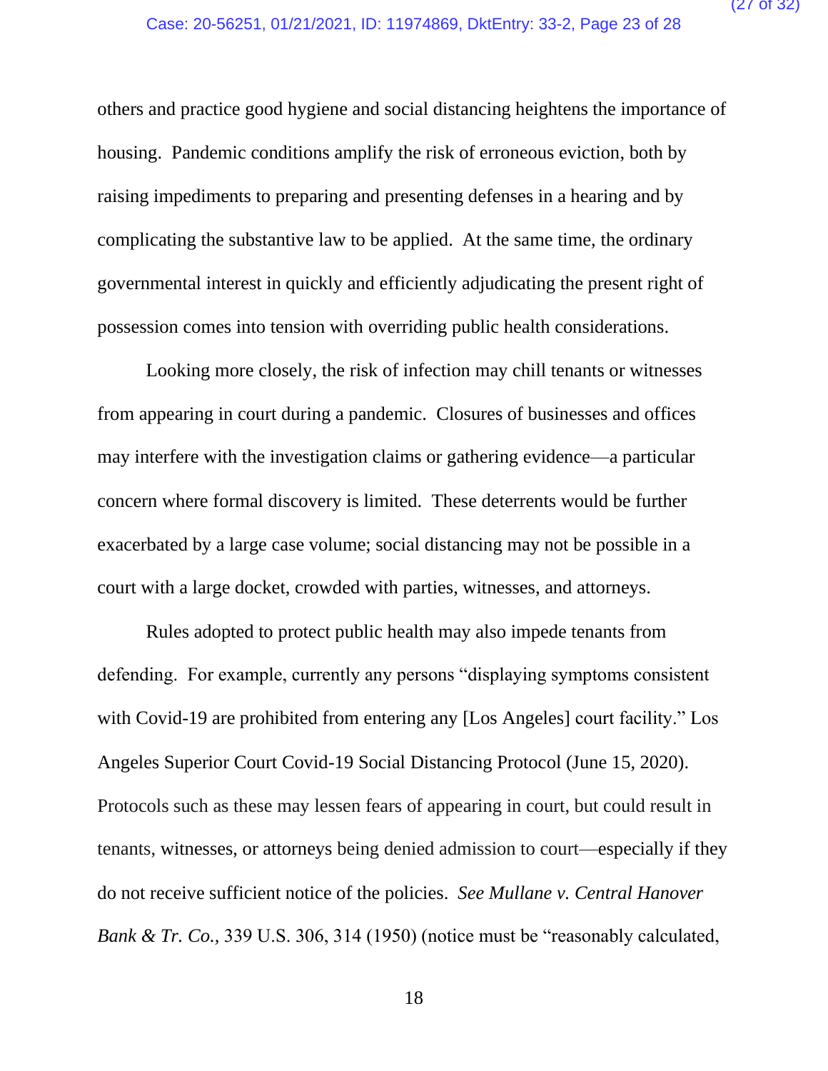others and practice good hygiene and social distancing heightens the importance of housing. Pandemic conditions amplify the risk of erroneous eviction, both by raising impediments to preparing and presenting defenses in a hearing and by complicating the substantive law to be applied. At the same time, the ordinary governmental interest in quickly and efficiently adjudicating the present right of possession comes into tension with overriding public health considerations.

Looking more closely, the risk of infection may chill tenants or witnesses from appearing in court during a pandemic. Closures of businesses and offices may interfere with the investigation claims or gathering evidence—a particular concern where formal discovery is limited. These deterrents would be further exacerbated by a large case volume; social distancing may not be possible in a court with a large docket, crowded with parties, witnesses, and attorneys.

Rules adopted to protect public health may also impede tenants from defending. For example, currently any persons "displaying symptoms consistent with Covid-19 are prohibited from entering any [Los Angeles] court facility." Los Angeles Superior Court Covid-19 Social Distancing Protocol (June 15, 2020). Protocols such as these may lessen fears of appearing in court, but could result in tenants, witnesses, or attorneys being denied admission to court—especially if they do not receive sufficient notice of the policies. *See Mullane v. Central Hanover Bank & Tr. Co.,* 339 U.S. 306, 314 (1950) (notice must be "reasonably calculated,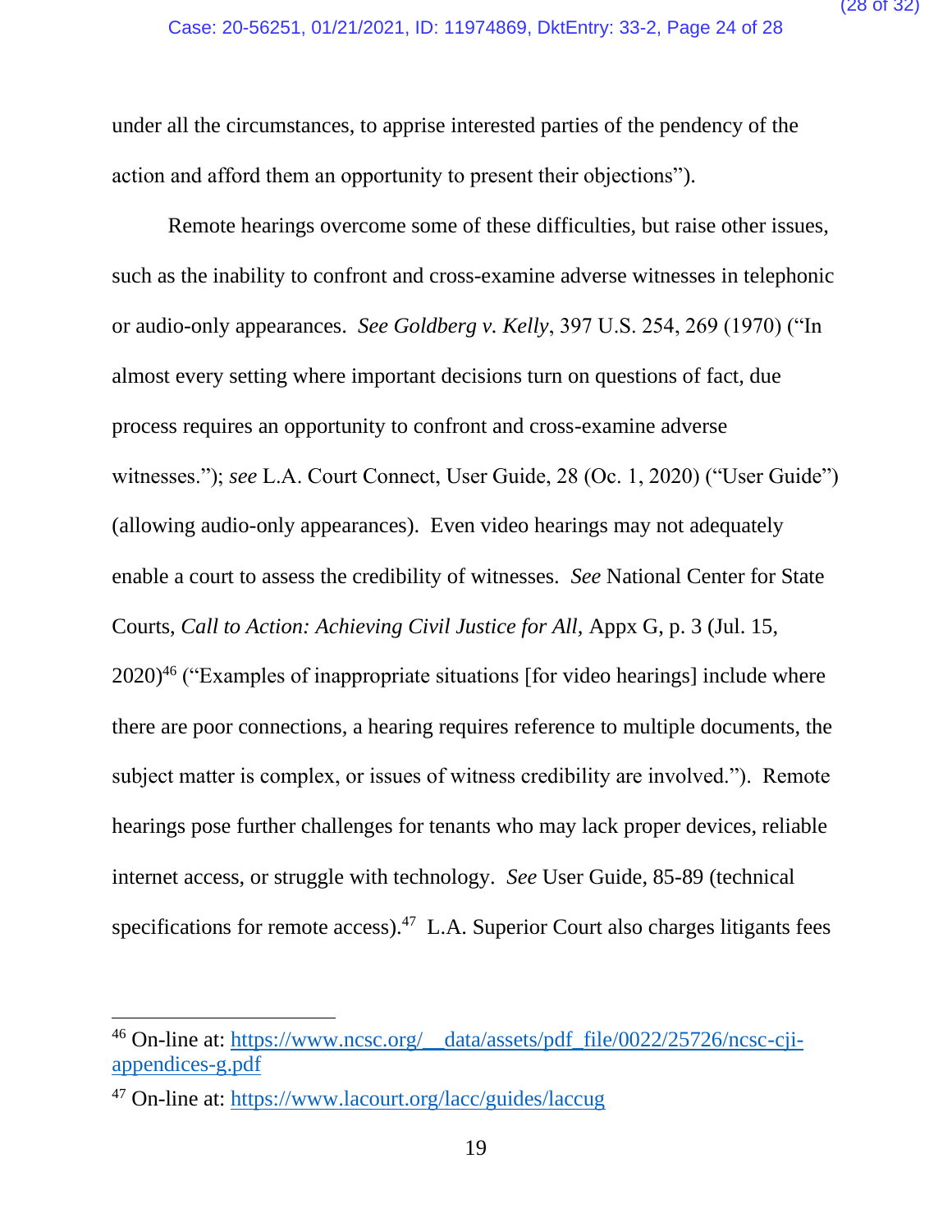under all the circumstances, to apprise interested parties of the pendency of the action and afford them an opportunity to present their objections").

Remote hearings overcome some of these difficulties, but raise other issues, such as the inability to confront and cross-examine adverse witnesses in telephonic or audio-only appearances. *See Goldberg v. Kelly*, 397 U.S. 254, 269 (1970) ("In almost every setting where important decisions turn on questions of fact, due process requires an opportunity to confront and cross-examine adverse witnesses."); *see* L.A. Court Connect, User Guide, 28 (Oc. 1, 2020) ("User Guide") (allowing audio-only appearances). Even video hearings may not adequately enable a court to assess the credibility of witnesses. *See* National Center for State Courts, *Call to Action: Achieving Civil Justice for All,* Appx G, p. 3 (Jul. 15, 2020)[46] ("Examples of inappropriate situations [for video hearings] include where there are poor connections, a hearing requires reference to multiple documents, the subject matter is complex, or issues of witness credibility are involved."). Remote hearings pose further challenges for tenants who may lack proper devices, reliable internet access, or struggle with technology. *See* User Guide, 85-89 (technical specifications for remote access).[47] L.A. Superior Court also charges litigants fees

---

[46] On-line at: https://www.ncsc.org/__data/assets/pdf_file/0022/25726/ncsc-cji-appendices-g.pdf

[47] On-line at: https://www.lacourt.org/lacc/guides/laccug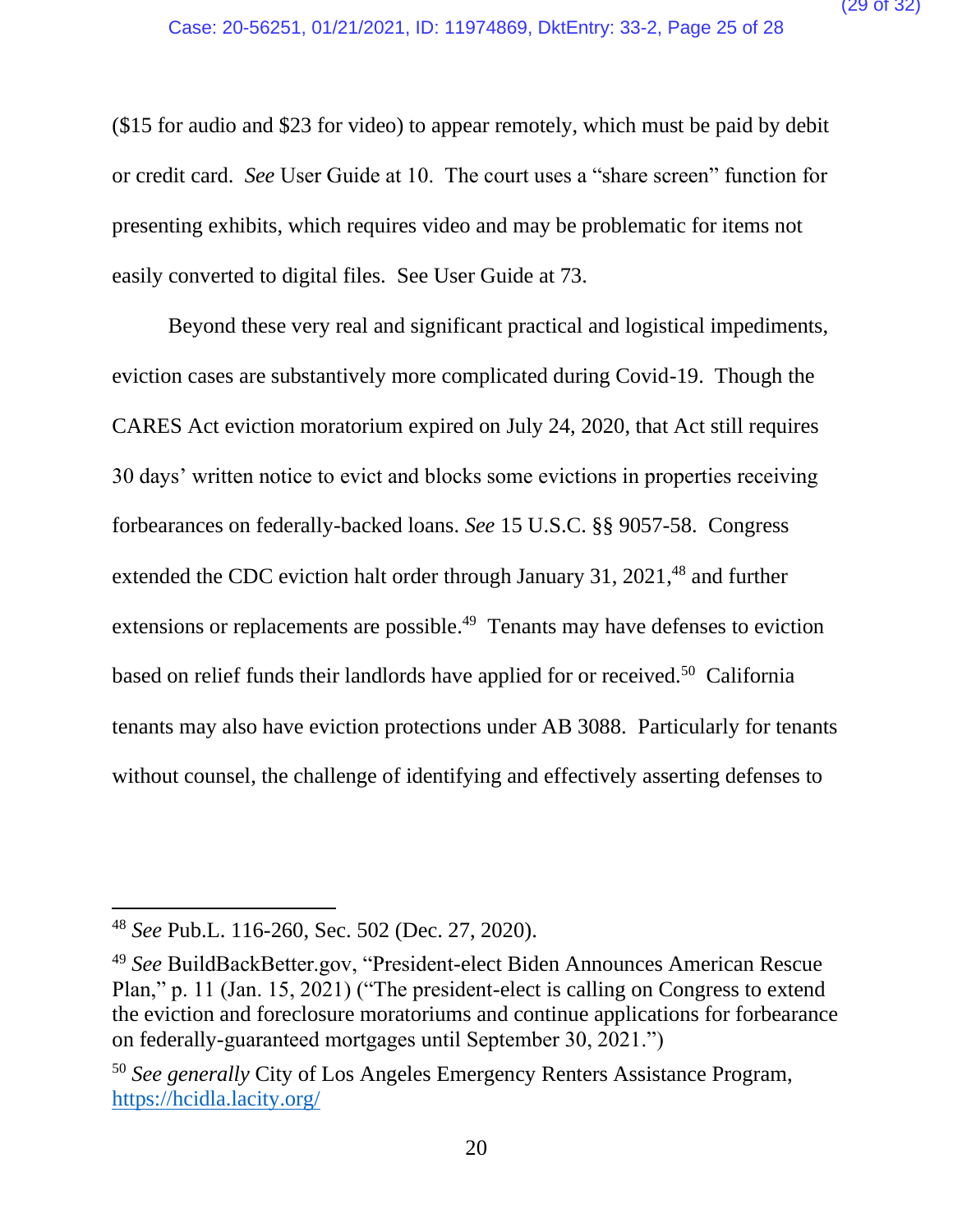($15 for audio and $23 for video) to appear remotely, which must be paid by debit or credit card. *See* User Guide at 10. The court uses a "share screen" function for presenting exhibits, which requires video and may be problematic for items not easily converted to digital files. See User Guide at 73.

Beyond these very real and significant practical and logistical impediments, eviction cases are substantively more complicated during Covid-19. Though the CARES Act eviction moratorium expired on July 24, 2020, that Act still requires 30 days' written notice to evict and blocks some evictions in properties receiving forbearances on federally-backed loans. *See* 15 U.S.C. §§ 9057-58. Congress extended the CDC eviction halt order through January 31, 2021,[48] and further extensions or replacements are possible.[49] Tenants may have defenses to eviction based on relief funds their landlords have applied for or received.[50] California tenants may also have eviction protections under AB 3088. Particularly for tenants without counsel, the challenge of identifying and effectively asserting defenses to

---

[48] *See* Pub.L. 116-260, Sec. 502 (Dec. 27, 2020).

[49] *See* BuildBackBetter.gov, "President-elect Biden Announces American Rescue Plan," p. 11 (Jan. 15, 2021) ("The president-elect is calling on Congress to extend the eviction and foreclosure moratoriums and continue applications for forbearance on federally-guaranteed mortgages until September 30, 2021.")

[50] *See generally* City of Los Angeles Emergency Renters Assistance Program, https://hcidla.lacity.org/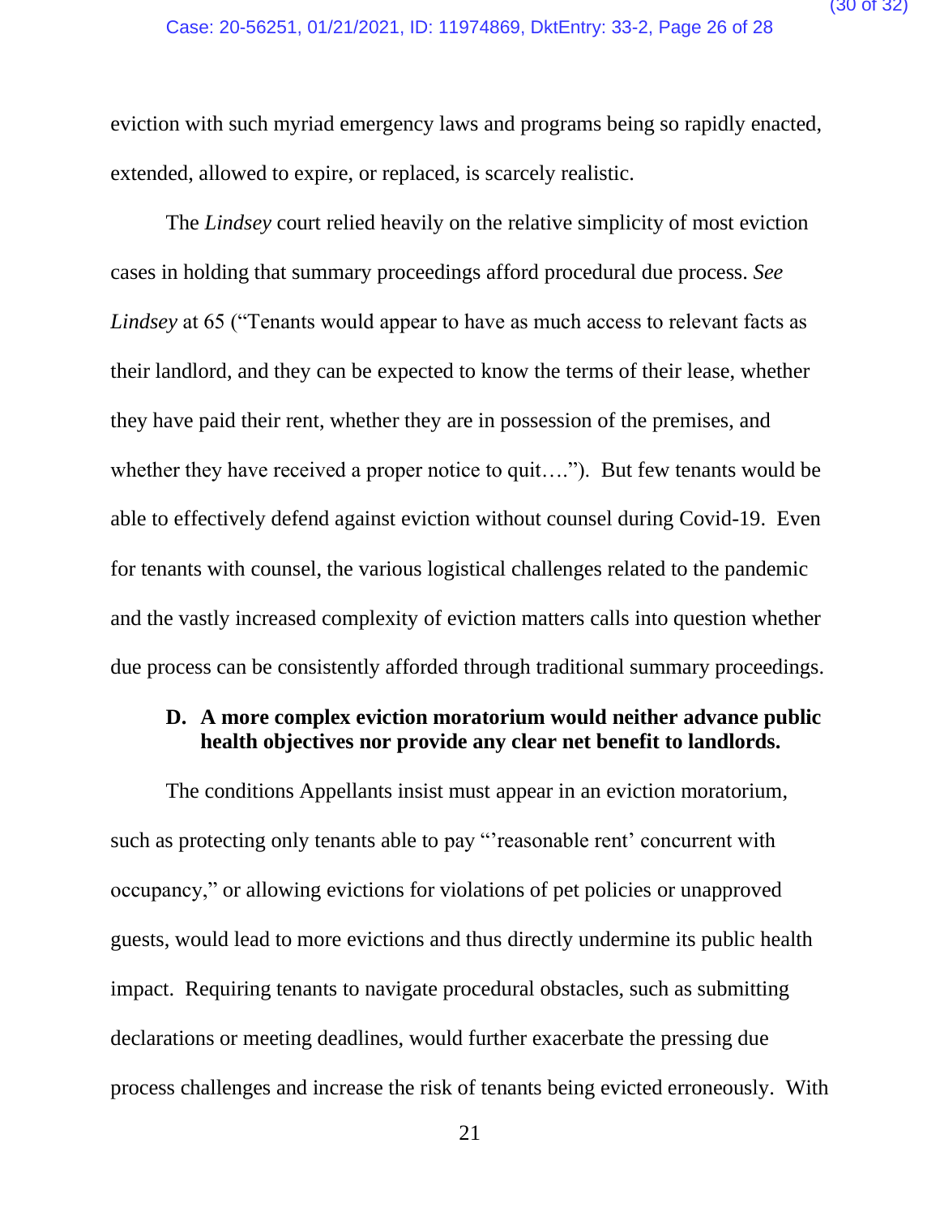eviction with such myriad emergency laws and programs being so rapidly enacted, extended, allowed to expire, or replaced, is scarcely realistic.

The *Lindsey* court relied heavily on the relative simplicity of most eviction cases in holding that summary proceedings afford procedural due process. *See Lindsey* at 65 ("Tenants would appear to have as much access to relevant facts as their landlord, and they can be expected to know the terms of their lease, whether they have paid their rent, whether they are in possession of the premises, and whether they have received a proper notice to quit…."). But few tenants would be able to effectively defend against eviction without counsel during Covid-19. Even for tenants with counsel, the various logistical challenges related to the pandemic and the vastly increased complexity of eviction matters calls into question whether due process can be consistently afforded through traditional summary proceedings.

### D. A more complex eviction moratorium would neither advance public health objectives nor provide any clear net benefit to landlords.

The conditions Appellants insist must appear in an eviction moratorium, such as protecting only tenants able to pay "'reasonable rent' concurrent with occupancy," or allowing evictions for violations of pet policies or unapproved guests, would lead to more evictions and thus directly undermine its public health impact. Requiring tenants to navigate procedural obstacles, such as submitting declarations or meeting deadlines, would further exacerbate the pressing due process challenges and increase the risk of tenants being evicted erroneously. With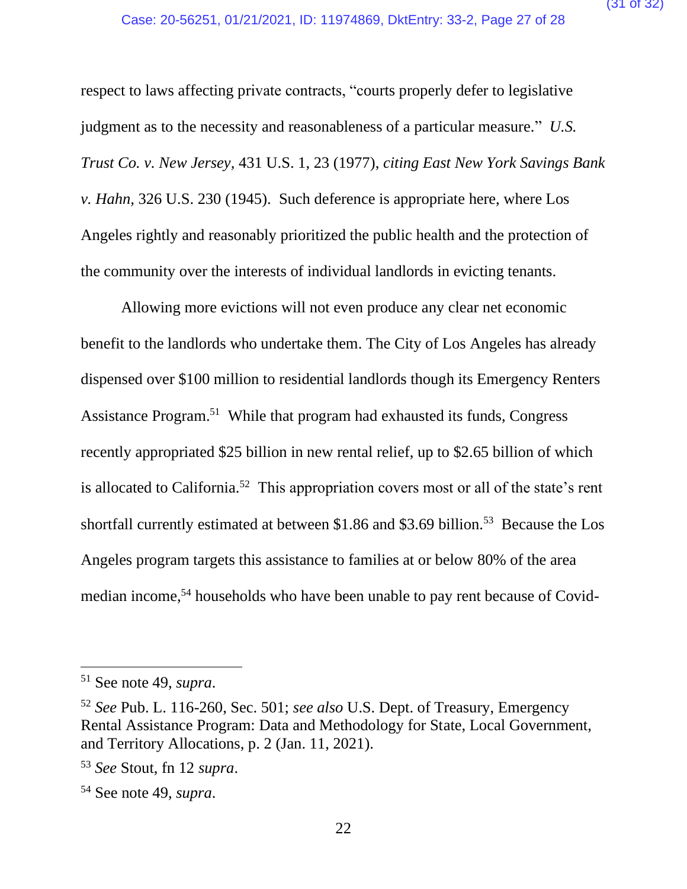respect to laws affecting private contracts, "courts properly defer to legislative judgment as to the necessity and reasonableness of a particular measure." *U.S. Trust Co. v. New Jersey*, 431 U.S. 1, 23 (1977), *citing East New York Savings Bank v. Hahn,* 326 U.S. 230 (1945). Such deference is appropriate here, where Los Angeles rightly and reasonably prioritized the public health and the protection of the community over the interests of individual landlords in evicting tenants.

Allowing more evictions will not even produce any clear net economic benefit to the landlords who undertake them. The City of Los Angeles has already dispensed over $100 million to residential landlords though its Emergency Renters Assistance Program.[51] While that program had exhausted its funds, Congress recently appropriated $25 billion in new rental relief, up to $2.65 billion of which is allocated to California.[52] This appropriation covers most or all of the state's rent shortfall currently estimated at between $1.86 and $3.69 billion.[53] Because the Los Angeles program targets this assistance to families at or below 80% of the area median income,[54] households who have been unable to pay rent because of Covid-

---

[51] See note 49, *supra*.

[52] *See* Pub. L. 116-260, Sec. 501; *see also* U.S. Dept. of Treasury, Emergency Rental Assistance Program: Data and Methodology for State, Local Government, and Territory Allocations, p. 2 (Jan. 11, 2021).

[53] *See* Stout, fn 12 *supra*.

[54] See note 49, *supra*.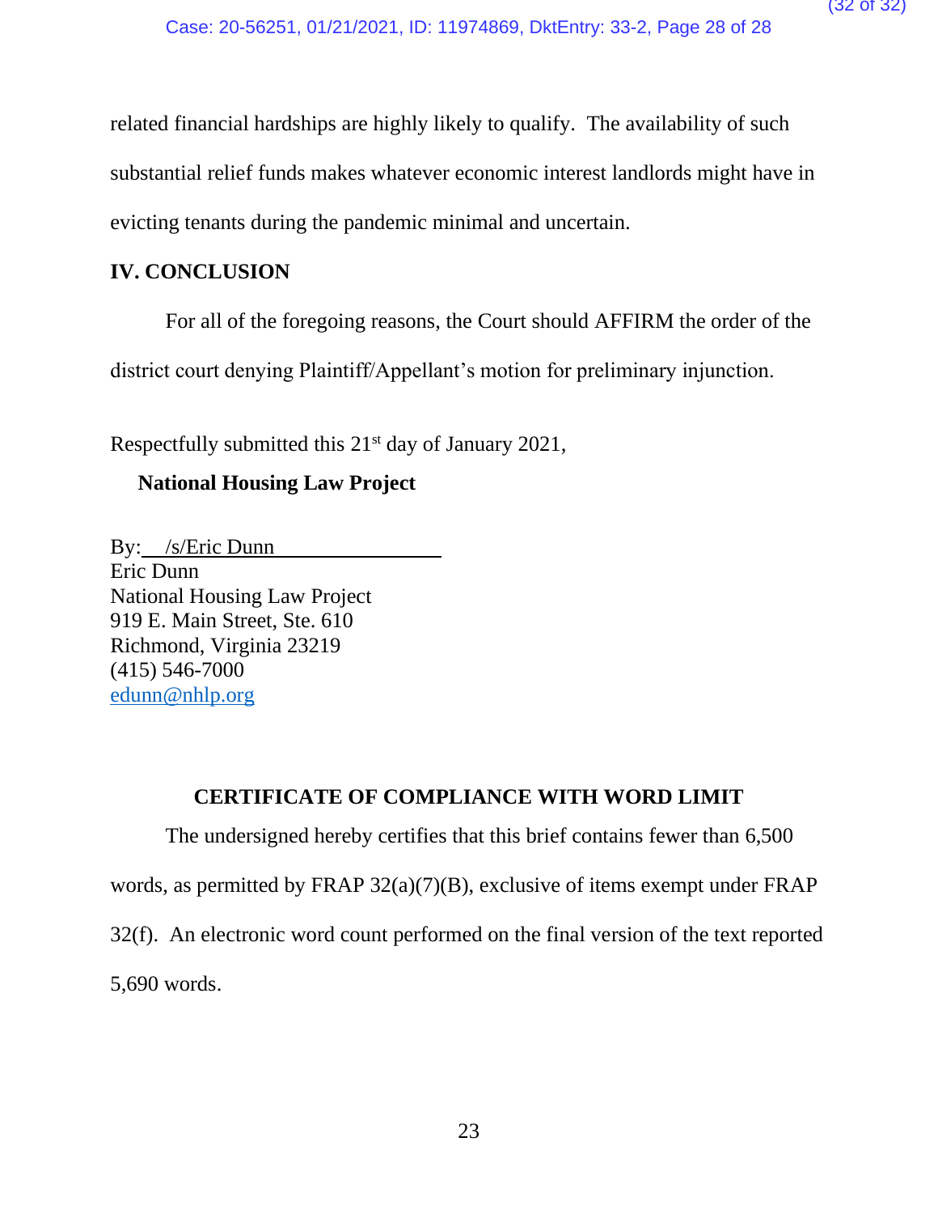related financial hardships are highly likely to qualify. The availability of such substantial relief funds makes whatever economic interest landlords might have in evicting tenants during the pandemic minimal and uncertain.

## IV. CONCLUSION

For all of the foregoing reasons, the Court should AFFIRM the order of the district court denying Plaintiff/Appellant's motion for preliminary injunction.

Respectfully submitted this 21st day of January 2021,

**National Housing Law Project**

By: /s/Eric Dunn
Eric Dunn
National Housing Law Project
919 E. Main Street, Ste. 610
Richmond, Virginia 23219
(415) 546-7000
edunn@nhlp.org

### CERTIFICATE OF COMPLIANCE WITH WORD LIMIT

The undersigned hereby certifies that this brief contains fewer than 6,500 words, as permitted by FRAP 32(a)(7)(B), exclusive of items exempt under FRAP 32(f). An electronic word count performed on the final version of the text reported 5,690 words.